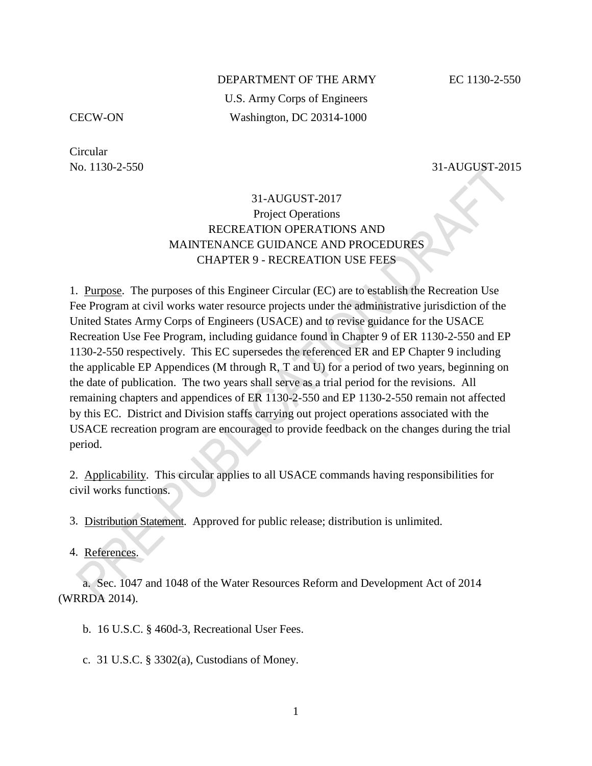DEPARTMENT OF THE ARMY EC 1130-2-550

U.S. Army Corps of Engineers

CECW-ON Washington, DC 20314-1000

Circular
No. 1130-2-550 31-AUGUST-2015

31-AUGUST-2017

Project Operations

RECREATION OPERATIONS AND
MAINTENANCE GUIDANCE AND PROCEDURES
CHAPTER 9 - RECREATION USE FEES

1. Purpose. The purposes of this Engineer Circular (EC) are to establish the Recreation Use Fee Program at civil works water resource projects under the administrative jurisdiction of the United States Army Corps of Engineers (USACE) and to revise guidance for the USACE Recreation Use Fee Program, including guidance found in Chapter 9 of ER 1130-2-550 and EP 1130-2-550 respectively. This EC supersedes the referenced ER and EP Chapter 9 including the applicable EP Appendices (M through R, T and U) for a period of two years, beginning on the date of publication. The two years shall serve as a trial period for the revisions. All remaining chapters and appendices of ER 1130-2-550 and EP 1130-2-550 remain not affected by this EC. District and Division staffs carrying out project operations associated with the USACE recreation program are encouraged to provide feedback on the changes during the trial period.

2. Applicability. This circular applies to all USACE commands having responsibilities for civil works functions.

3. Distribution Statement. Approved for public release; distribution is unlimited.

4. References.

a. Sec. 1047 and 1048 of the Water Resources Reform and Development Act of 2014 (WRRDA 2014).

b. 16 U.S.C. § 460d-3, Recreational User Fees.

c. 31 U.S.C. § 3302(a), Custodians of Money.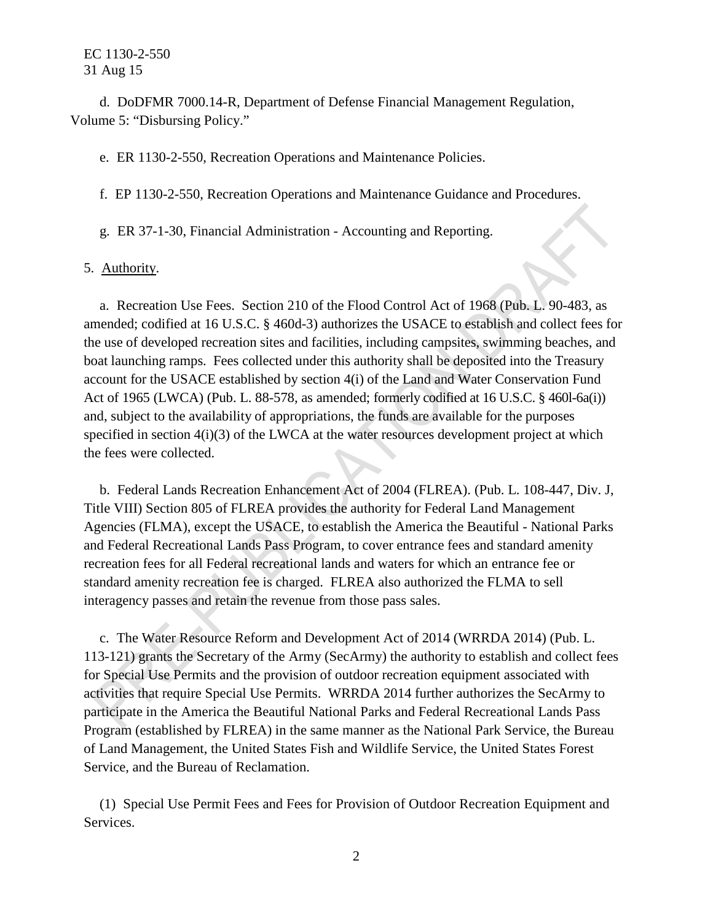d. DoDFMR 7000.14-R, Department of Defense Financial Management Regulation, Volume 5: "Disbursing Policy."

e. ER 1130-2-550, Recreation Operations and Maintenance Policies.

f. EP 1130-2-550, Recreation Operations and Maintenance Guidance and Procedures.

g. ER 37-1-30, Financial Administration - Accounting and Reporting.

5. Authority.

a. Recreation Use Fees. Section 210 of the Flood Control Act of 1968 (Pub. L. 90-483, as amended; codified at 16 U.S.C. § 460d-3) authorizes the USACE to establish and collect fees for the use of developed recreation sites and facilities, including campsites, swimming beaches, and boat launching ramps. Fees collected under this authority shall be deposited into the Treasury account for the USACE established by section 4(i) of the Land and Water Conservation Fund Act of 1965 (LWCA) (Pub. L. 88-578, as amended; formerly codified at 16 U.S.C. § 460l-6a(i)) and, subject to the availability of appropriations, the funds are available for the purposes specified in section 4(i)(3) of the LWCA at the water resources development project at which the fees were collected.

b. Federal Lands Recreation Enhancement Act of 2004 (FLREA). (Pub. L. 108-447, Div. J, Title VIII) Section 805 of FLREA provides the authority for Federal Land Management Agencies (FLMA), except the USACE, to establish the America the Beautiful - National Parks and Federal Recreational Lands Pass Program, to cover entrance fees and standard amenity recreation fees for all Federal recreational lands and waters for which an entrance fee or standard amenity recreation fee is charged. FLREA also authorized the FLMA to sell interagency passes and retain the revenue from those pass sales.

c. The Water Resource Reform and Development Act of 2014 (WRRDA 2014) (Pub. L. 113-121) grants the Secretary of the Army (SecArmy) the authority to establish and collect fees for Special Use Permits and the provision of outdoor recreation equipment associated with activities that require Special Use Permits. WRRDA 2014 further authorizes the SecArmy to participate in the America the Beautiful National Parks and Federal Recreational Lands Pass Program (established by FLREA) in the same manner as the National Park Service, the Bureau of Land Management, the United States Fish and Wildlife Service, the United States Forest Service, and the Bureau of Reclamation.

(1) Special Use Permit Fees and Fees for Provision of Outdoor Recreation Equipment and Services.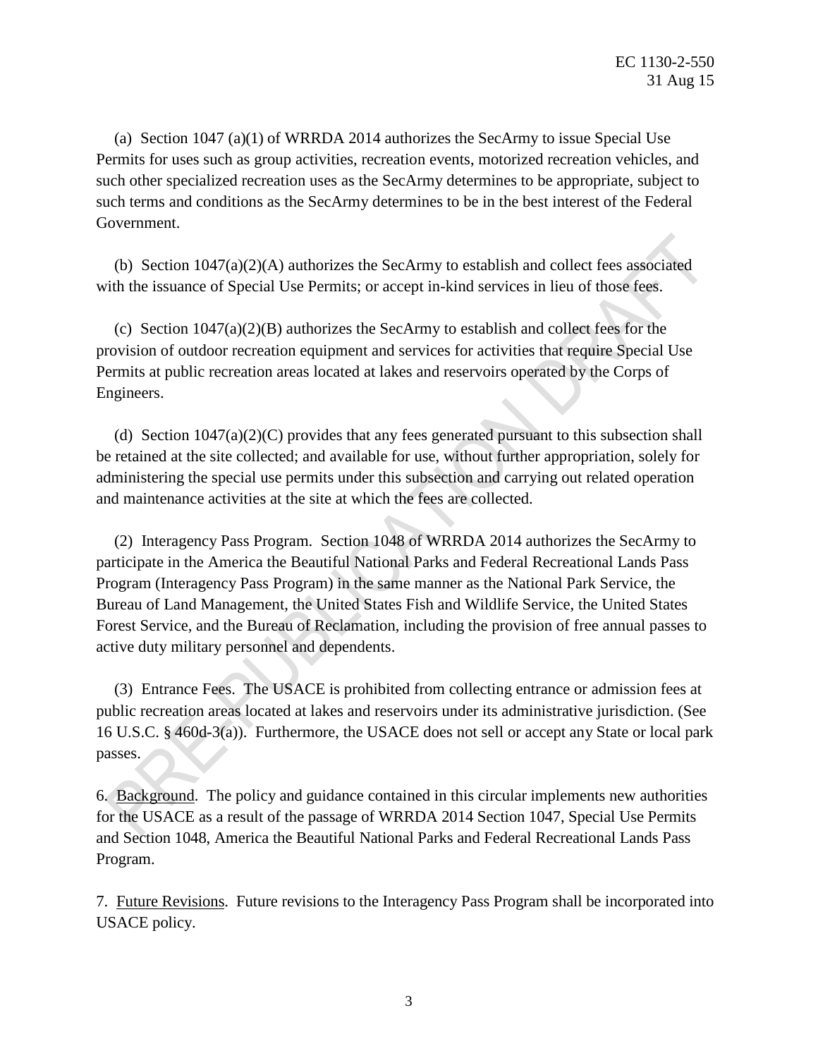(a) Section 1047 (a)(1) of WRRDA 2014 authorizes the SecArmy to issue Special Use Permits for uses such as group activities, recreation events, motorized recreation vehicles, and such other specialized recreation uses as the SecArmy determines to be appropriate, subject to such terms and conditions as the SecArmy determines to be in the best interest of the Federal Government.

(b) Section 1047(a)(2)(A) authorizes the SecArmy to establish and collect fees associated with the issuance of Special Use Permits; or accept in-kind services in lieu of those fees.

(c) Section 1047(a)(2)(B) authorizes the SecArmy to establish and collect fees for the provision of outdoor recreation equipment and services for activities that require Special Use Permits at public recreation areas located at lakes and reservoirs operated by the Corps of Engineers.

(d) Section 1047(a)(2)(C) provides that any fees generated pursuant to this subsection shall be retained at the site collected; and available for use, without further appropriation, solely for administering the special use permits under this subsection and carrying out related operation and maintenance activities at the site at which the fees are collected.

(2) Interagency Pass Program. Section 1048 of WRRDA 2014 authorizes the SecArmy to participate in the America the Beautiful National Parks and Federal Recreational Lands Pass Program (Interagency Pass Program) in the same manner as the National Park Service, the Bureau of Land Management, the United States Fish and Wildlife Service, the United States Forest Service, and the Bureau of Reclamation, including the provision of free annual passes to active duty military personnel and dependents.

(3) Entrance Fees. The USACE is prohibited from collecting entrance or admission fees at public recreation areas located at lakes and reservoirs under its administrative jurisdiction. (See 16 U.S.C. § 460d-3(a)). Furthermore, the USACE does not sell or accept any State or local park passes.

6. Background. The policy and guidance contained in this circular implements new authorities for the USACE as a result of the passage of WRRDA 2014 Section 1047, Special Use Permits and Section 1048, America the Beautiful National Parks and Federal Recreational Lands Pass Program.

7. Future Revisions. Future revisions to the Interagency Pass Program shall be incorporated into USACE policy.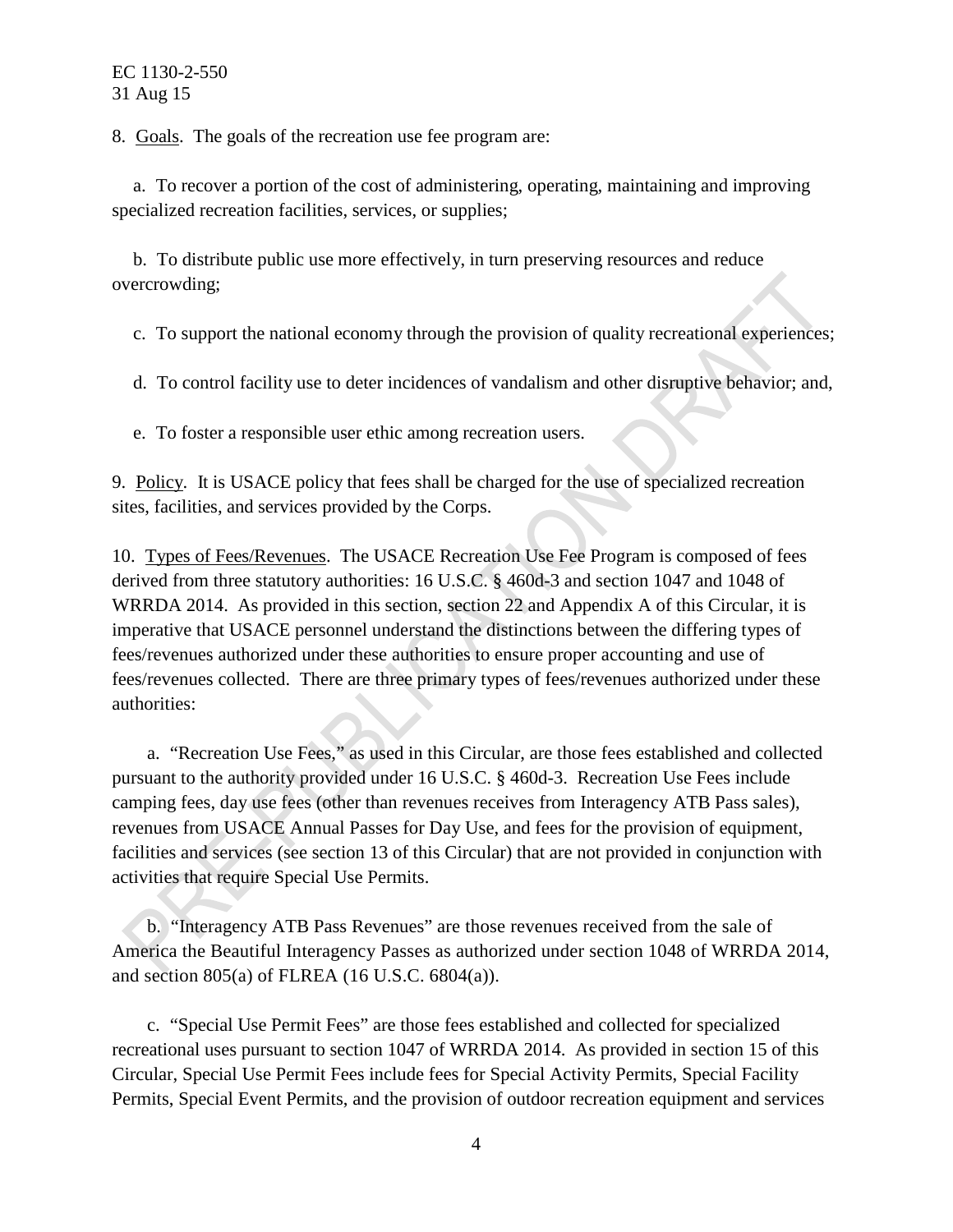8. Goals. The goals of the recreation use fee program are:

a. To recover a portion of the cost of administering, operating, maintaining and improving specialized recreation facilities, services, or supplies;

b. To distribute public use more effectively, in turn preserving resources and reduce overcrowding;

c. To support the national economy through the provision of quality recreational experiences;

d. To control facility use to deter incidences of vandalism and other disruptive behavior; and,

e. To foster a responsible user ethic among recreation users.

9. Policy. It is USACE policy that fees shall be charged for the use of specialized recreation sites, facilities, and services provided by the Corps.

10. Types of Fees/Revenues. The USACE Recreation Use Fee Program is composed of fees derived from three statutory authorities: 16 U.S.C. § 460d-3 and section 1047 and 1048 of WRRDA 2014. As provided in this section, section 22 and Appendix A of this Circular, it is imperative that USACE personnel understand the distinctions between the differing types of fees/revenues authorized under these authorities to ensure proper accounting and use of fees/revenues collected. There are three primary types of fees/revenues authorized under these authorities:

a. "Recreation Use Fees," as used in this Circular, are those fees established and collected pursuant to the authority provided under 16 U.S.C. § 460d-3. Recreation Use Fees include camping fees, day use fees (other than revenues receives from Interagency ATB Pass sales), revenues from USACE Annual Passes for Day Use, and fees for the provision of equipment, facilities and services (see section 13 of this Circular) that are not provided in conjunction with activities that require Special Use Permits.

b. "Interagency ATB Pass Revenues" are those revenues received from the sale of America the Beautiful Interagency Passes as authorized under section 1048 of WRRDA 2014, and section 805(a) of FLREA (16 U.S.C. 6804(a)).

c. "Special Use Permit Fees" are those fees established and collected for specialized recreational uses pursuant to section 1047 of WRRDA 2014. As provided in section 15 of this Circular, Special Use Permit Fees include fees for Special Activity Permits, Special Facility Permits, Special Event Permits, and the provision of outdoor recreation equipment and services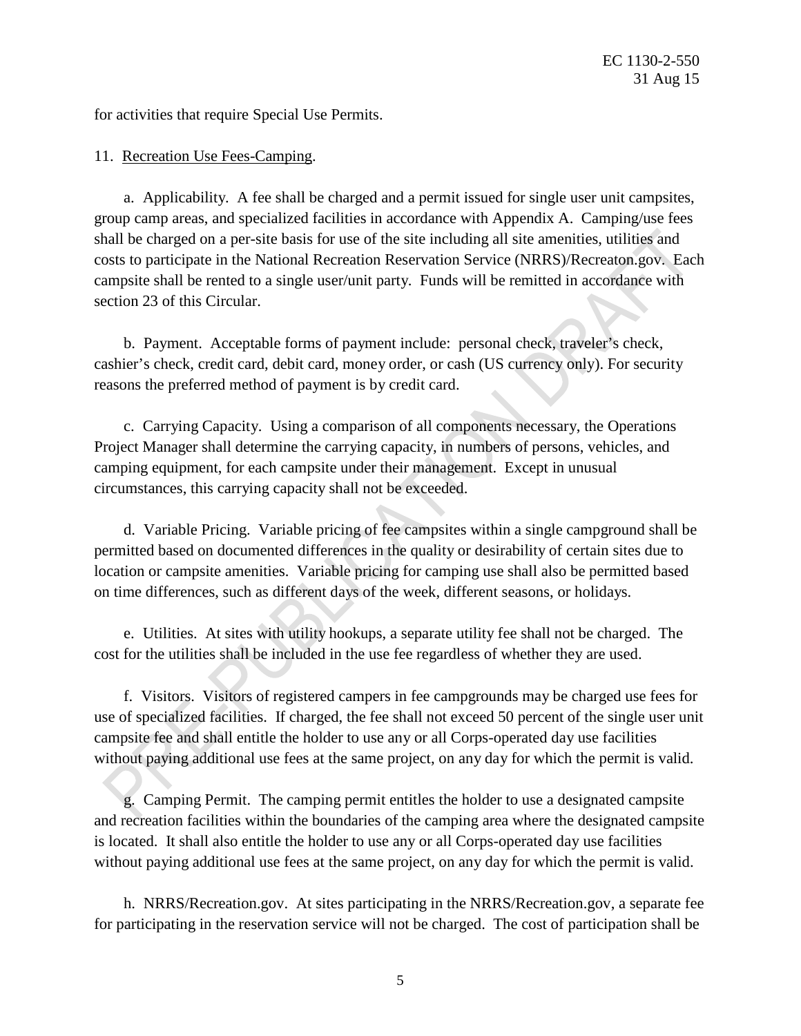for activities that require Special Use Permits.

11. Recreation Use Fees-Camping.

a. Applicability. A fee shall be charged and a permit issued for single user unit campsites, group camp areas, and specialized facilities in accordance with Appendix A. Camping/use fees shall be charged on a per-site basis for use of the site including all site amenities, utilities and costs to participate in the National Recreation Reservation Service (NRRS)/Recreaton.gov. Each campsite shall be rented to a single user/unit party. Funds will be remitted in accordance with section 23 of this Circular.

b. Payment. Acceptable forms of payment include: personal check, traveler's check, cashier's check, credit card, debit card, money order, or cash (US currency only). For security reasons the preferred method of payment is by credit card.

c. Carrying Capacity. Using a comparison of all components necessary, the Operations Project Manager shall determine the carrying capacity, in numbers of persons, vehicles, and camping equipment, for each campsite under their management. Except in unusual circumstances, this carrying capacity shall not be exceeded.

d. Variable Pricing. Variable pricing of fee campsites within a single campground shall be permitted based on documented differences in the quality or desirability of certain sites due to location or campsite amenities. Variable pricing for camping use shall also be permitted based on time differences, such as different days of the week, different seasons, or holidays.

e. Utilities. At sites with utility hookups, a separate utility fee shall not be charged. The cost for the utilities shall be included in the use fee regardless of whether they are used.

f. Visitors. Visitors of registered campers in fee campgrounds may be charged use fees for use of specialized facilities. If charged, the fee shall not exceed 50 percent of the single user unit campsite fee and shall entitle the holder to use any or all Corps-operated day use facilities without paying additional use fees at the same project, on any day for which the permit is valid.

g. Camping Permit. The camping permit entitles the holder to use a designated campsite and recreation facilities within the boundaries of the camping area where the designated campsite is located. It shall also entitle the holder to use any or all Corps-operated day use facilities without paying additional use fees at the same project, on any day for which the permit is valid.

h. NRRS/Recreation.gov. At sites participating in the NRRS/Recreation.gov, a separate fee for participating in the reservation service will not be charged. The cost of participation shall be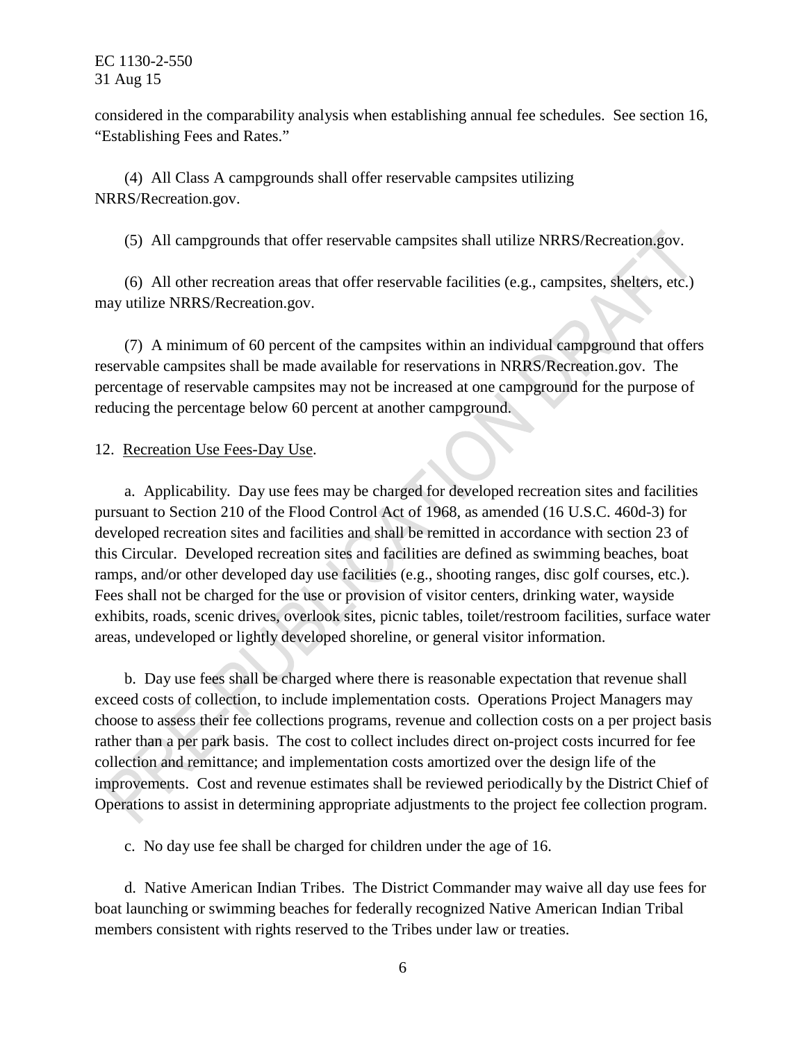considered in the comparability analysis when establishing annual fee schedules. See section 16, "Establishing Fees and Rates."

(4) All Class A campgrounds shall offer reservable campsites utilizing NRRS/Recreation.gov.

(5) All campgrounds that offer reservable campsites shall utilize NRRS/Recreation.gov.

(6) All other recreation areas that offer reservable facilities (e.g., campsites, shelters, etc.) may utilize NRRS/Recreation.gov.

(7) A minimum of 60 percent of the campsites within an individual campground that offers reservable campsites shall be made available for reservations in NRRS/Recreation.gov. The percentage of reservable campsites may not be increased at one campground for the purpose of reducing the percentage below 60 percent at another campground.

12. Recreation Use Fees-Day Use.

a. Applicability. Day use fees may be charged for developed recreation sites and facilities pursuant to Section 210 of the Flood Control Act of 1968, as amended (16 U.S.C. 460d-3) for developed recreation sites and facilities and shall be remitted in accordance with section 23 of this Circular. Developed recreation sites and facilities are defined as swimming beaches, boat ramps, and/or other developed day use facilities (e.g., shooting ranges, disc golf courses, etc.). Fees shall not be charged for the use or provision of visitor centers, drinking water, wayside exhibits, roads, scenic drives, overlook sites, picnic tables, toilet/restroom facilities, surface water areas, undeveloped or lightly developed shoreline, or general visitor information.

b. Day use fees shall be charged where there is reasonable expectation that revenue shall exceed costs of collection, to include implementation costs. Operations Project Managers may choose to assess their fee collections programs, revenue and collection costs on a per project basis rather than a per park basis. The cost to collect includes direct on-project costs incurred for fee collection and remittance; and implementation costs amortized over the design life of the improvements. Cost and revenue estimates shall be reviewed periodically by the District Chief of Operations to assist in determining appropriate adjustments to the project fee collection program.

c. No day use fee shall be charged for children under the age of 16.

d. Native American Indian Tribes. The District Commander may waive all day use fees for boat launching or swimming beaches for federally recognized Native American Indian Tribal members consistent with rights reserved to the Tribes under law or treaties.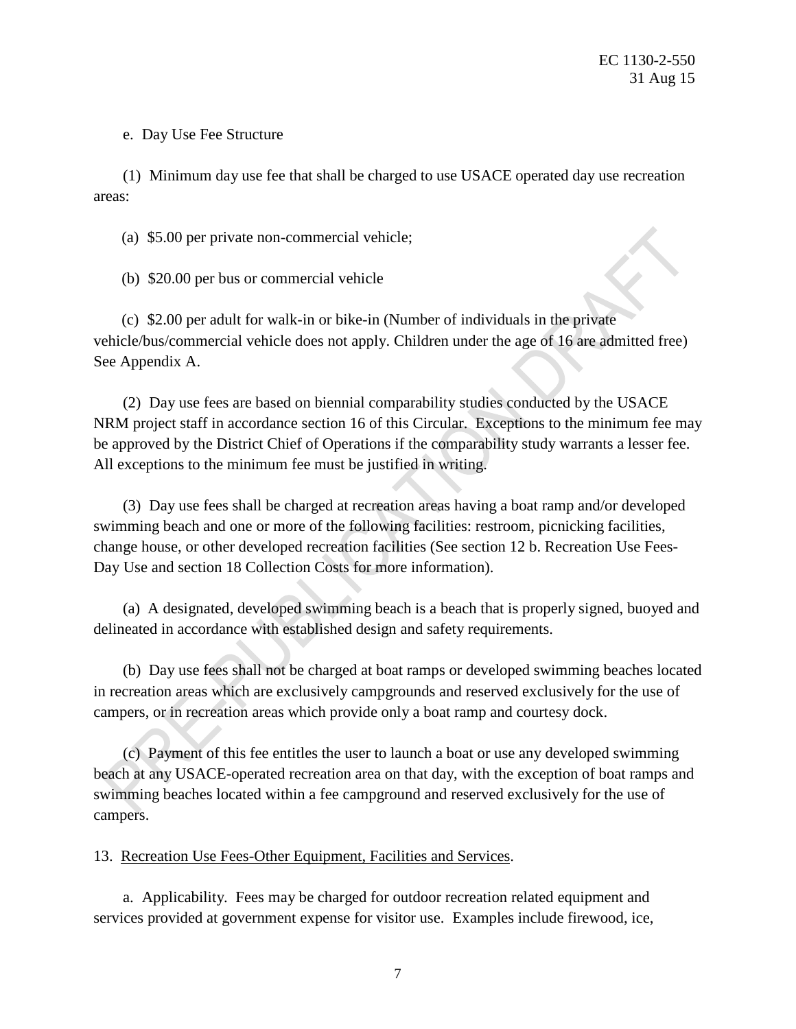e. Day Use Fee Structure

(1) Minimum day use fee that shall be charged to use USACE operated day use recreation areas:

(a) $5.00 per private non-commercial vehicle;

(b) $20.00 per bus or commercial vehicle

(c) $2.00 per adult for walk-in or bike-in (Number of individuals in the private vehicle/bus/commercial vehicle does not apply. Children under the age of 16 are admitted free) See Appendix A.

(2) Day use fees are based on biennial comparability studies conducted by the USACE NRM project staff in accordance section 16 of this Circular. Exceptions to the minimum fee may be approved by the District Chief of Operations if the comparability study warrants a lesser fee. All exceptions to the minimum fee must be justified in writing.

(3) Day use fees shall be charged at recreation areas having a boat ramp and/or developed swimming beach and one or more of the following facilities: restroom, picnicking facilities, change house, or other developed recreation facilities (See section 12 b. Recreation Use Fees-Day Use and section 18 Collection Costs for more information).

(a) A designated, developed swimming beach is a beach that is properly signed, buoyed and delineated in accordance with established design and safety requirements.

(b) Day use fees shall not be charged at boat ramps or developed swimming beaches located in recreation areas which are exclusively campgrounds and reserved exclusively for the use of campers, or in recreation areas which provide only a boat ramp and courtesy dock.

(c) Payment of this fee entitles the user to launch a boat or use any developed swimming beach at any USACE-operated recreation area on that day, with the exception of boat ramps and swimming beaches located within a fee campground and reserved exclusively for the use of campers.

13. Recreation Use Fees-Other Equipment, Facilities and Services.

a. Applicability. Fees may be charged for outdoor recreation related equipment and services provided at government expense for visitor use. Examples include firewood, ice,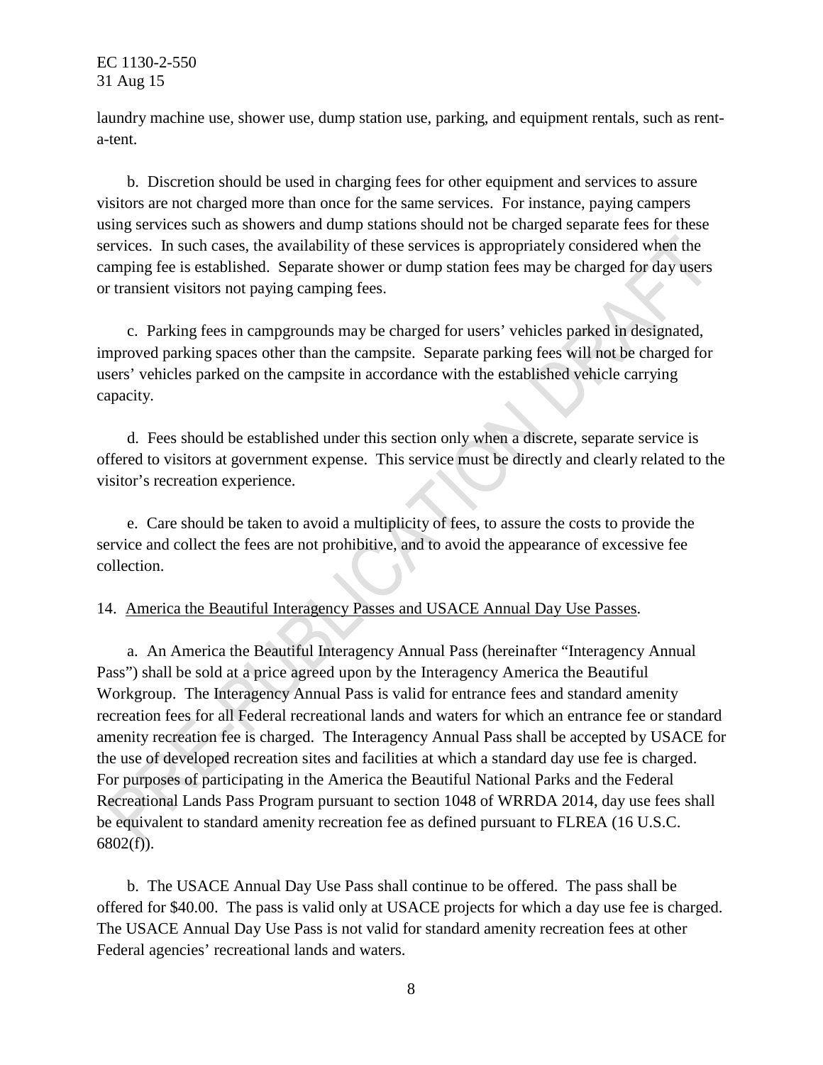laundry machine use, shower use, dump station use, parking, and equipment rentals, such as rent-a-tent.

b. Discretion should be used in charging fees for other equipment and services to assure visitors are not charged more than once for the same services. For instance, paying campers using services such as showers and dump stations should not be charged separate fees for these services. In such cases, the availability of these services is appropriately considered when the camping fee is established. Separate shower or dump station fees may be charged for day users or transient visitors not paying camping fees.

c. Parking fees in campgrounds may be charged for users' vehicles parked in designated, improved parking spaces other than the campsite. Separate parking fees will not be charged for users' vehicles parked on the campsite in accordance with the established vehicle carrying capacity.

d. Fees should be established under this section only when a discrete, separate service is offered to visitors at government expense. This service must be directly and clearly related to the visitor's recreation experience.

e. Care should be taken to avoid a multiplicity of fees, to assure the costs to provide the service and collect the fees are not prohibitive, and to avoid the appearance of excessive fee collection.

14. America the Beautiful Interagency Passes and USACE Annual Day Use Passes.

a. An America the Beautiful Interagency Annual Pass (hereinafter "Interagency Annual Pass") shall be sold at a price agreed upon by the Interagency America the Beautiful Workgroup. The Interagency Annual Pass is valid for entrance fees and standard amenity recreation fees for all Federal recreational lands and waters for which an entrance fee or standard amenity recreation fee is charged. The Interagency Annual Pass shall be accepted by USACE for the use of developed recreation sites and facilities at which a standard day use fee is charged. For purposes of participating in the America the Beautiful National Parks and the Federal Recreational Lands Pass Program pursuant to section 1048 of WRRDA 2014, day use fees shall be equivalent to standard amenity recreation fee as defined pursuant to FLREA (16 U.S.C. 6802(f)).

b. The USACE Annual Day Use Pass shall continue to be offered. The pass shall be offered for $40.00. The pass is valid only at USACE projects for which a day use fee is charged. The USACE Annual Day Use Pass is not valid for standard amenity recreation fees at other Federal agencies' recreational lands and waters.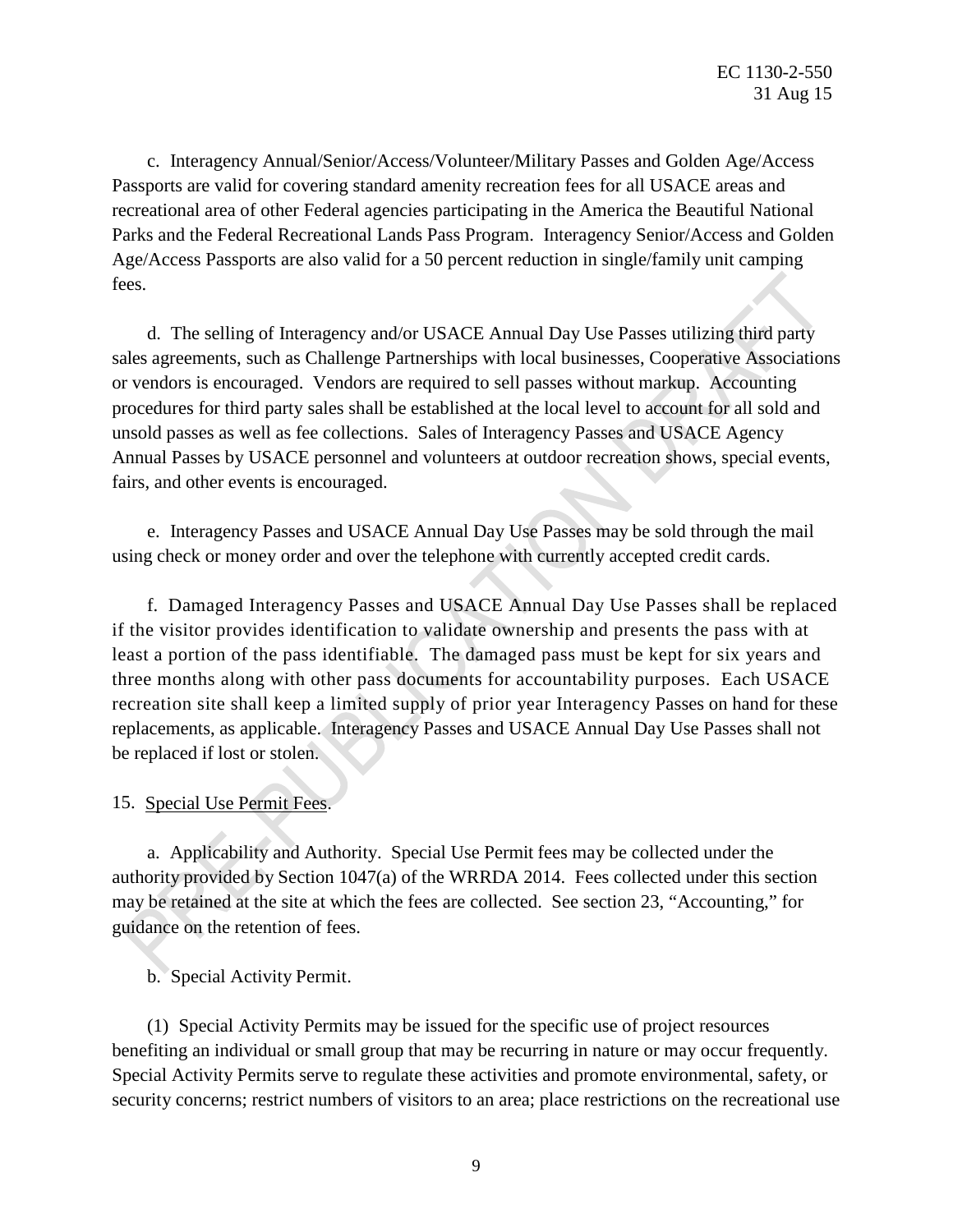c. Interagency Annual/Senior/Access/Volunteer/Military Passes and Golden Age/Access Passports are valid for covering standard amenity recreation fees for all USACE areas and recreational area of other Federal agencies participating in the America the Beautiful National Parks and the Federal Recreational Lands Pass Program. Interagency Senior/Access and Golden Age/Access Passports are also valid for a 50 percent reduction in single/family unit camping fees.

d. The selling of Interagency and/or USACE Annual Day Use Passes utilizing third party sales agreements, such as Challenge Partnerships with local businesses, Cooperative Associations or vendors is encouraged. Vendors are required to sell passes without markup. Accounting procedures for third party sales shall be established at the local level to account for all sold and unsold passes as well as fee collections. Sales of Interagency Passes and USACE Agency Annual Passes by USACE personnel and volunteers at outdoor recreation shows, special events, fairs, and other events is encouraged.

e. Interagency Passes and USACE Annual Day Use Passes may be sold through the mail using check or money order and over the telephone with currently accepted credit cards.

f. Damaged Interagency Passes and USACE Annual Day Use Passes shall be replaced if the visitor provides identification to validate ownership and presents the pass with at least a portion of the pass identifiable. The damaged pass must be kept for six years and three months along with other pass documents for accountability purposes. Each USACE recreation site shall keep a limited supply of prior year Interagency Passes on hand for these replacements, as applicable. Interagency Passes and USACE Annual Day Use Passes shall not be replaced if lost or stolen.

15. Special Use Permit Fees.

a. Applicability and Authority. Special Use Permit fees may be collected under the authority provided by Section 1047(a) of the WRRDA 2014. Fees collected under this section may be retained at the site at which the fees are collected. See section 23, "Accounting," for guidance on the retention of fees.

b. Special Activity Permit.

(1) Special Activity Permits may be issued for the specific use of project resources benefiting an individual or small group that may be recurring in nature or may occur frequently. Special Activity Permits serve to regulate these activities and promote environmental, safety, or security concerns; restrict numbers of visitors to an area; place restrictions on the recreational use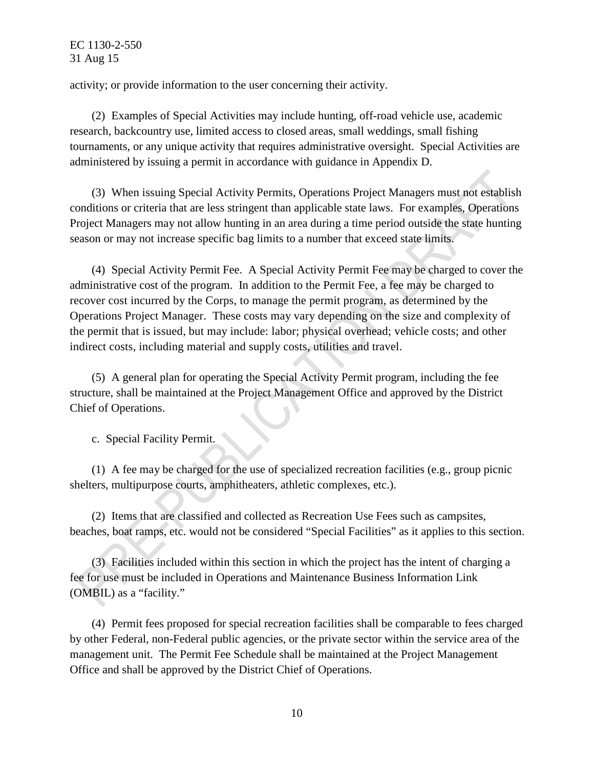activity; or provide information to the user concerning their activity.

(2) Examples of Special Activities may include hunting, off-road vehicle use, academic research, backcountry use, limited access to closed areas, small weddings, small fishing tournaments, or any unique activity that requires administrative oversight. Special Activities are administered by issuing a permit in accordance with guidance in Appendix D.

(3) When issuing Special Activity Permits, Operations Project Managers must not establish conditions or criteria that are less stringent than applicable state laws. For examples, Operations Project Managers may not allow hunting in an area during a time period outside the state hunting season or may not increase specific bag limits to a number that exceed state limits.

(4) Special Activity Permit Fee. A Special Activity Permit Fee may be charged to cover the administrative cost of the program. In addition to the Permit Fee, a fee may be charged to recover cost incurred by the Corps, to manage the permit program, as determined by the Operations Project Manager. These costs may vary depending on the size and complexity of the permit that is issued, but may include: labor; physical overhead; vehicle costs; and other indirect costs, including material and supply costs, utilities and travel.

(5) A general plan for operating the Special Activity Permit program, including the fee structure, shall be maintained at the Project Management Office and approved by the District Chief of Operations.

c. Special Facility Permit.

(1) A fee may be charged for the use of specialized recreation facilities (e.g., group picnic shelters, multipurpose courts, amphitheaters, athletic complexes, etc.).

(2) Items that are classified and collected as Recreation Use Fees such as campsites, beaches, boat ramps, etc. would not be considered "Special Facilities" as it applies to this section.

(3) Facilities included within this section in which the project has the intent of charging a fee for use must be included in Operations and Maintenance Business Information Link (OMBIL) as a "facility."

(4) Permit fees proposed for special recreation facilities shall be comparable to fees charged by other Federal, non-Federal public agencies, or the private sector within the service area of the management unit. The Permit Fee Schedule shall be maintained at the Project Management Office and shall be approved by the District Chief of Operations.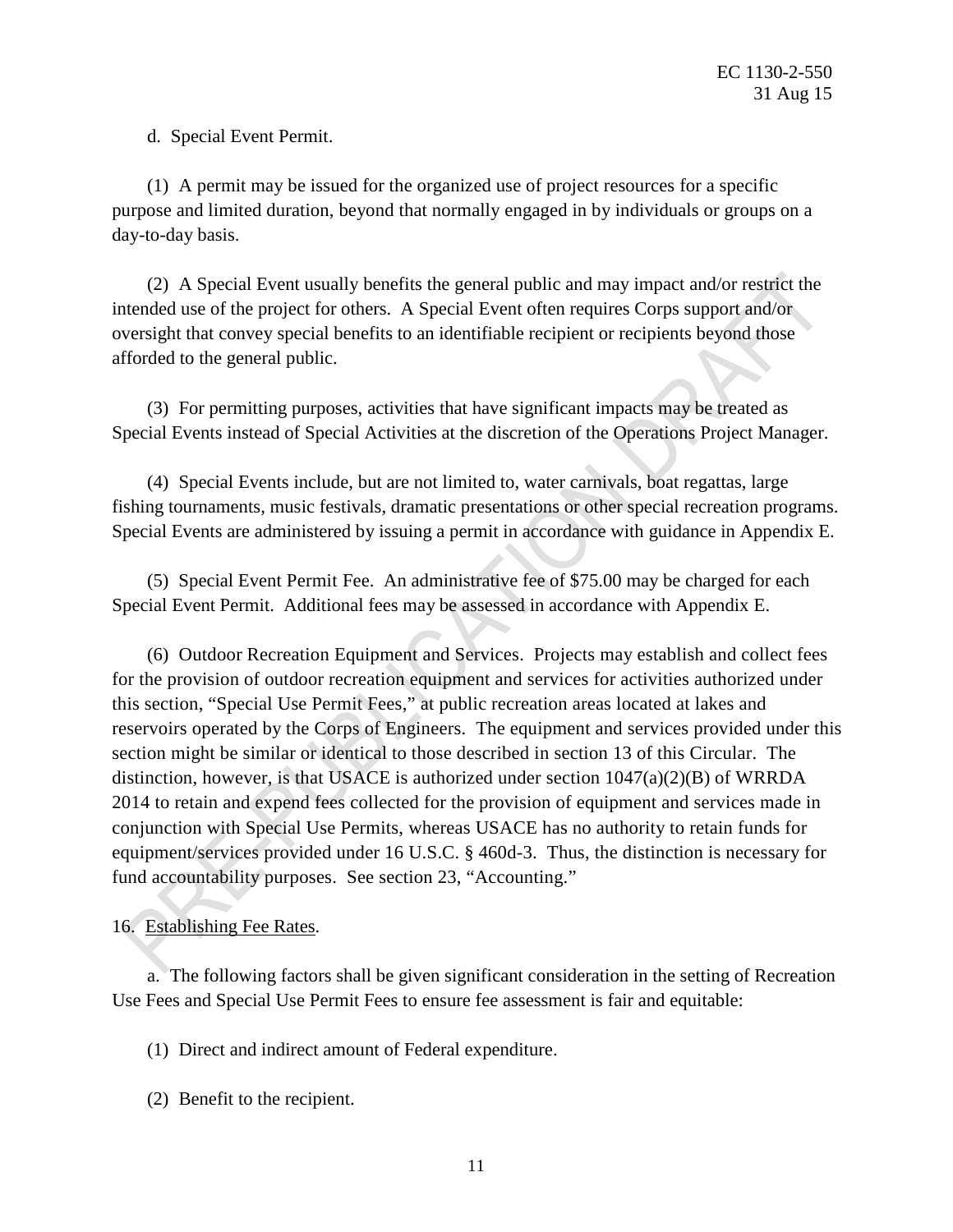d. Special Event Permit.

(1) A permit may be issued for the organized use of project resources for a specific purpose and limited duration, beyond that normally engaged in by individuals or groups on a day-to-day basis.

(2) A Special Event usually benefits the general public and may impact and/or restrict the intended use of the project for others. A Special Event often requires Corps support and/or oversight that convey special benefits to an identifiable recipient or recipients beyond those afforded to the general public.

(3) For permitting purposes, activities that have significant impacts may be treated as Special Events instead of Special Activities at the discretion of the Operations Project Manager.

(4) Special Events include, but are not limited to, water carnivals, boat regattas, large fishing tournaments, music festivals, dramatic presentations or other special recreation programs. Special Events are administered by issuing a permit in accordance with guidance in Appendix E.

(5) Special Event Permit Fee. An administrative fee of $75.00 may be charged for each Special Event Permit. Additional fees may be assessed in accordance with Appendix E.

(6) Outdoor Recreation Equipment and Services. Projects may establish and collect fees for the provision of outdoor recreation equipment and services for activities authorized under this section, "Special Use Permit Fees," at public recreation areas located at lakes and reservoirs operated by the Corps of Engineers. The equipment and services provided under this section might be similar or identical to those described in section 13 of this Circular. The distinction, however, is that USACE is authorized under section 1047(a)(2)(B) of WRRDA 2014 to retain and expend fees collected for the provision of equipment and services made in conjunction with Special Use Permits, whereas USACE has no authority to retain funds for equipment/services provided under 16 U.S.C. § 460d-3. Thus, the distinction is necessary for fund accountability purposes. See section 23, "Accounting."

16. Establishing Fee Rates.

a. The following factors shall be given significant consideration in the setting of Recreation Use Fees and Special Use Permit Fees to ensure fee assessment is fair and equitable:

(1) Direct and indirect amount of Federal expenditure.

(2) Benefit to the recipient.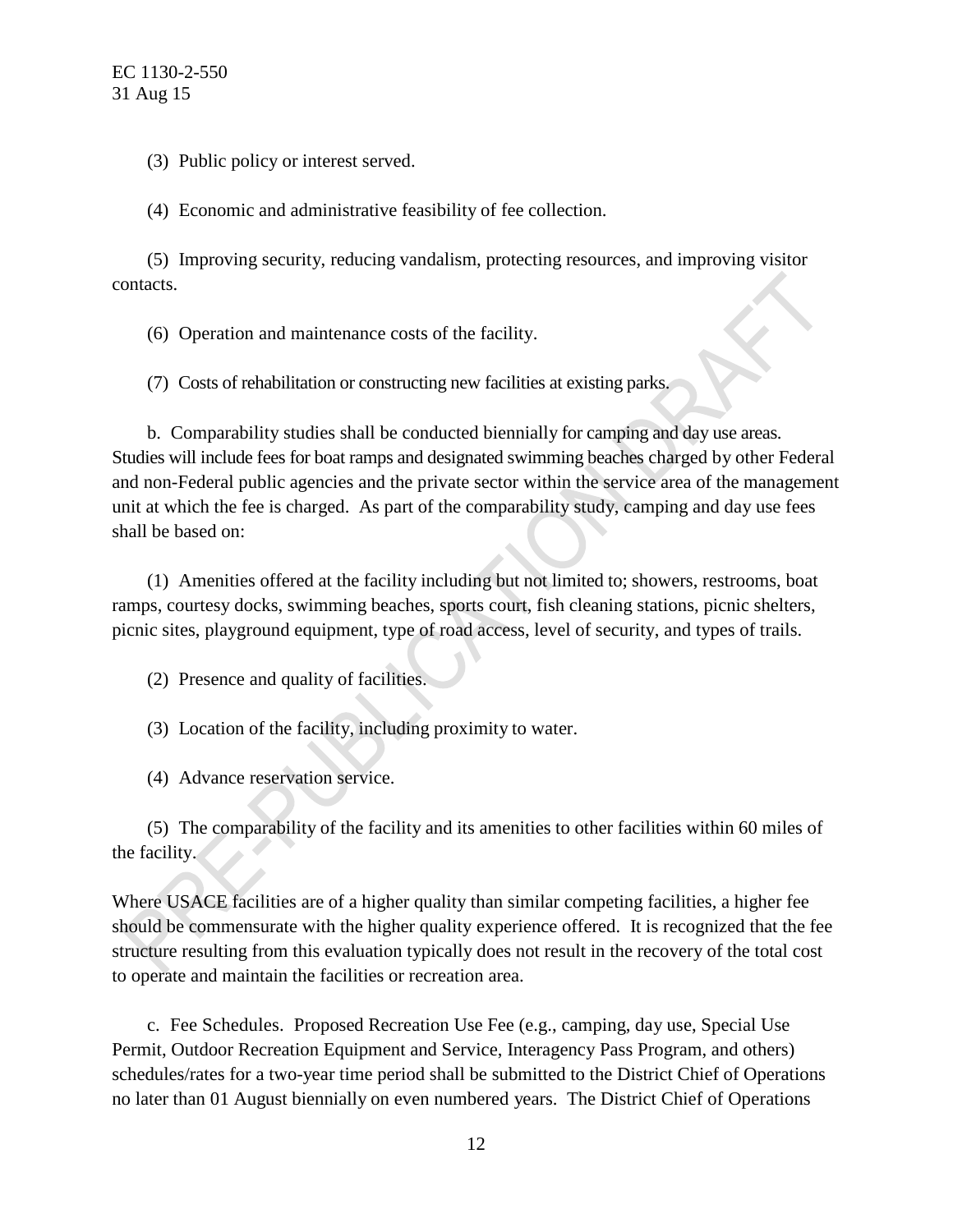(3) Public policy or interest served.

(4) Economic and administrative feasibility of fee collection.

(5) Improving security, reducing vandalism, protecting resources, and improving visitor contacts.

(6) Operation and maintenance costs of the facility.

(7) Costs of rehabilitation or constructing new facilities at existing parks.

b. Comparability studies shall be conducted biennially for camping and day use areas. Studies will include fees for boat ramps and designated swimming beaches charged by other Federal and non-Federal public agencies and the private sector within the service area of the management unit at which the fee is charged. As part of the comparability study, camping and day use fees shall be based on:

(1) Amenities offered at the facility including but not limited to; showers, restrooms, boat ramps, courtesy docks, swimming beaches, sports court, fish cleaning stations, picnic shelters, picnic sites, playground equipment, type of road access, level of security, and types of trails.

(2) Presence and quality of facilities.

(3) Location of the facility, including proximity to water.

(4) Advance reservation service.

(5) The comparability of the facility and its amenities to other facilities within 60 miles of the facility.

Where USACE facilities are of a higher quality than similar competing facilities, a higher fee should be commensurate with the higher quality experience offered. It is recognized that the fee structure resulting from this evaluation typically does not result in the recovery of the total cost to operate and maintain the facilities or recreation area.

c. Fee Schedules. Proposed Recreation Use Fee (e.g., camping, day use, Special Use Permit, Outdoor Recreation Equipment and Service, Interagency Pass Program, and others) schedules/rates for a two-year time period shall be submitted to the District Chief of Operations no later than 01 August biennially on even numbered years. The District Chief of Operations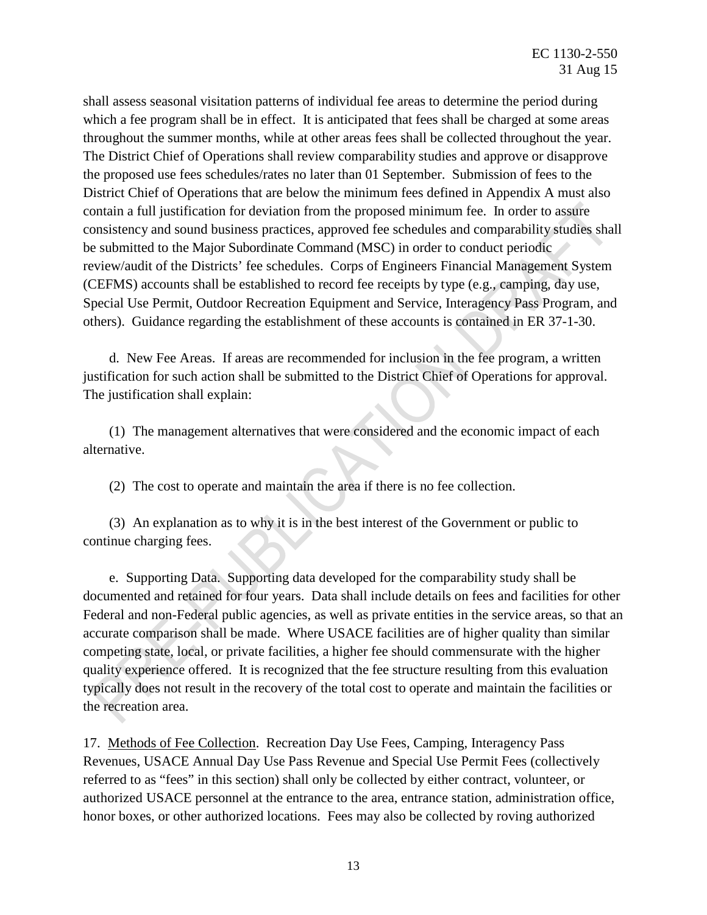shall assess seasonal visitation patterns of individual fee areas to determine the period during which a fee program shall be in effect. It is anticipated that fees shall be charged at some areas throughout the summer months, while at other areas fees shall be collected throughout the year. The District Chief of Operations shall review comparability studies and approve or disapprove the proposed use fees schedules/rates no later than 01 September. Submission of fees to the District Chief of Operations that are below the minimum fees defined in Appendix A must also contain a full justification for deviation from the proposed minimum fee. In order to assure consistency and sound business practices, approved fee schedules and comparability studies shall be submitted to the Major Subordinate Command (MSC) in order to conduct periodic review/audit of the Districts' fee schedules. Corps of Engineers Financial Management System (CEFMS) accounts shall be established to record fee receipts by type (e.g., camping, day use, Special Use Permit, Outdoor Recreation Equipment and Service, Interagency Pass Program, and others). Guidance regarding the establishment of these accounts is contained in ER 37-1-30.

d. New Fee Areas. If areas are recommended for inclusion in the fee program, a written justification for such action shall be submitted to the District Chief of Operations for approval. The justification shall explain:

(1) The management alternatives that were considered and the economic impact of each alternative.

(2) The cost to operate and maintain the area if there is no fee collection.

(3) An explanation as to why it is in the best interest of the Government or public to continue charging fees.

e. Supporting Data. Supporting data developed for the comparability study shall be documented and retained for four years. Data shall include details on fees and facilities for other Federal and non-Federal public agencies, as well as private entities in the service areas, so that an accurate comparison shall be made. Where USACE facilities are of higher quality than similar competing state, local, or private facilities, a higher fee should commensurate with the higher quality experience offered. It is recognized that the fee structure resulting from this evaluation typically does not result in the recovery of the total cost to operate and maintain the facilities or the recreation area.

17. Methods of Fee Collection. Recreation Day Use Fees, Camping, Interagency Pass Revenues, USACE Annual Day Use Pass Revenue and Special Use Permit Fees (collectively referred to as "fees" in this section) shall only be collected by either contract, volunteer, or authorized USACE personnel at the entrance to the area, entrance station, administration office, honor boxes, or other authorized locations. Fees may also be collected by roving authorized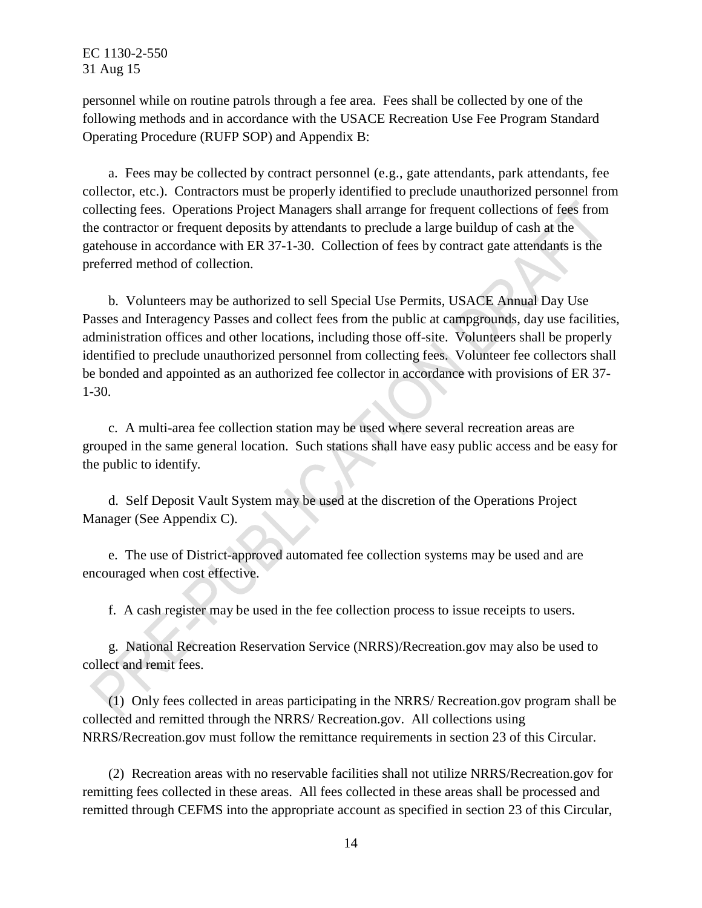personnel while on routine patrols through a fee area. Fees shall be collected by one of the following methods and in accordance with the USACE Recreation Use Fee Program Standard Operating Procedure (RUFP SOP) and Appendix B:

a. Fees may be collected by contract personnel (e.g., gate attendants, park attendants, fee collector, etc.). Contractors must be properly identified to preclude unauthorized personnel from collecting fees. Operations Project Managers shall arrange for frequent collections of fees from the contractor or frequent deposits by attendants to preclude a large buildup of cash at the gatehouse in accordance with ER 37-1-30. Collection of fees by contract gate attendants is the preferred method of collection.

b. Volunteers may be authorized to sell Special Use Permits, USACE Annual Day Use Passes and Interagency Passes and collect fees from the public at campgrounds, day use facilities, administration offices and other locations, including those off-site. Volunteers shall be properly identified to preclude unauthorized personnel from collecting fees. Volunteer fee collectors shall be bonded and appointed as an authorized fee collector in accordance with provisions of ER 37-1-30.

c. A multi-area fee collection station may be used where several recreation areas are grouped in the same general location. Such stations shall have easy public access and be easy for the public to identify.

d. Self Deposit Vault System may be used at the discretion of the Operations Project Manager (See Appendix C).

e. The use of District-approved automated fee collection systems may be used and are encouraged when cost effective.

f. A cash register may be used in the fee collection process to issue receipts to users.

g. National Recreation Reservation Service (NRRS)/Recreation.gov may also be used to collect and remit fees.

(1) Only fees collected in areas participating in the NRRS/ Recreation.gov program shall be collected and remitted through the NRRS/ Recreation.gov. All collections using NRRS/Recreation.gov must follow the remittance requirements in section 23 of this Circular.

(2) Recreation areas with no reservable facilities shall not utilize NRRS/Recreation.gov for remitting fees collected in these areas. All fees collected in these areas shall be processed and remitted through CEFMS into the appropriate account as specified in section 23 of this Circular,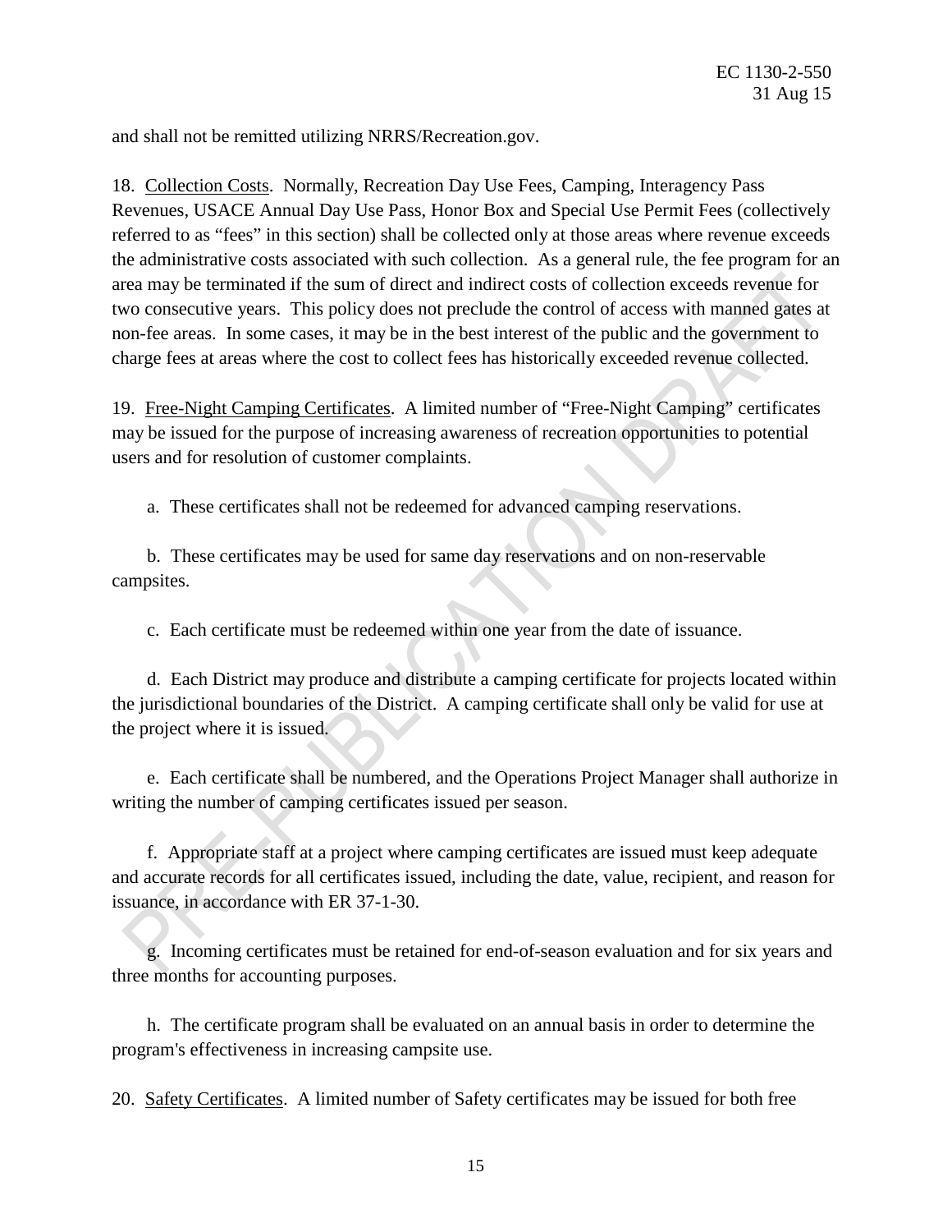and shall not be remitted utilizing NRRS/Recreation.gov.

18. Collection Costs. Normally, Recreation Day Use Fees, Camping, Interagency Pass Revenues, USACE Annual Day Use Pass, Honor Box and Special Use Permit Fees (collectively referred to as "fees" in this section) shall be collected only at those areas where revenue exceeds the administrative costs associated with such collection. As a general rule, the fee program for an area may be terminated if the sum of direct and indirect costs of collection exceeds revenue for two consecutive years. This policy does not preclude the control of access with manned gates at non-fee areas. In some cases, it may be in the best interest of the public and the government to charge fees at areas where the cost to collect fees has historically exceeded revenue collected.

19. Free-Night Camping Certificates. A limited number of "Free-Night Camping" certificates may be issued for the purpose of increasing awareness of recreation opportunities to potential users and for resolution of customer complaints.

a. These certificates shall not be redeemed for advanced camping reservations.

b. These certificates may be used for same day reservations and on non-reservable campsites.

c. Each certificate must be redeemed within one year from the date of issuance.

d. Each District may produce and distribute a camping certificate for projects located within the jurisdictional boundaries of the District. A camping certificate shall only be valid for use at the project where it is issued.

e. Each certificate shall be numbered, and the Operations Project Manager shall authorize in writing the number of camping certificates issued per season.

f. Appropriate staff at a project where camping certificates are issued must keep adequate and accurate records for all certificates issued, including the date, value, recipient, and reason for issuance, in accordance with ER 37-1-30.

g. Incoming certificates must be retained for end-of-season evaluation and for six years and three months for accounting purposes.

h. The certificate program shall be evaluated on an annual basis in order to determine the program's effectiveness in increasing campsite use.

20. Safety Certificates. A limited number of Safety certificates may be issued for both free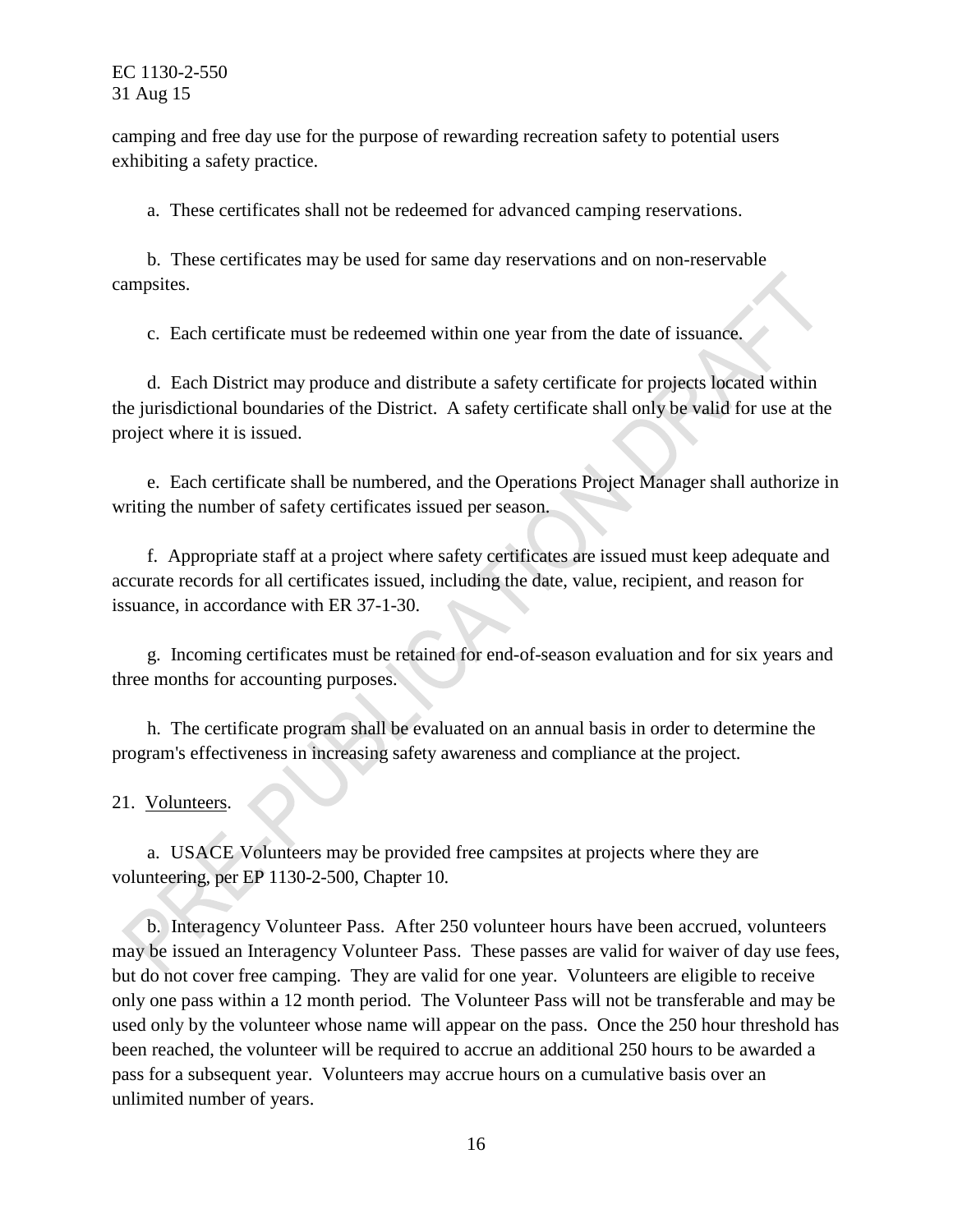camping and free day use for the purpose of rewarding recreation safety to potential users exhibiting a safety practice.

a. These certificates shall not be redeemed for advanced camping reservations.

b. These certificates may be used for same day reservations and on non-reservable campsites.

c. Each certificate must be redeemed within one year from the date of issuance.

d. Each District may produce and distribute a safety certificate for projects located within the jurisdictional boundaries of the District. A safety certificate shall only be valid for use at the project where it is issued.

e. Each certificate shall be numbered, and the Operations Project Manager shall authorize in writing the number of safety certificates issued per season.

f. Appropriate staff at a project where safety certificates are issued must keep adequate and accurate records for all certificates issued, including the date, value, recipient, and reason for issuance, in accordance with ER 37-1-30.

g. Incoming certificates must be retained for end-of-season evaluation and for six years and three months for accounting purposes.

h. The certificate program shall be evaluated on an annual basis in order to determine the program's effectiveness in increasing safety awareness and compliance at the project.

21. Volunteers.

a. USACE Volunteers may be provided free campsites at projects where they are volunteering, per EP 1130-2-500, Chapter 10.

b. Interagency Volunteer Pass. After 250 volunteer hours have been accrued, volunteers may be issued an Interagency Volunteer Pass. These passes are valid for waiver of day use fees, but do not cover free camping. They are valid for one year. Volunteers are eligible to receive only one pass within a 12 month period. The Volunteer Pass will not be transferable and may be used only by the volunteer whose name will appear on the pass. Once the 250 hour threshold has been reached, the volunteer will be required to accrue an additional 250 hours to be awarded a pass for a subsequent year. Volunteers may accrue hours on a cumulative basis over an unlimited number of years.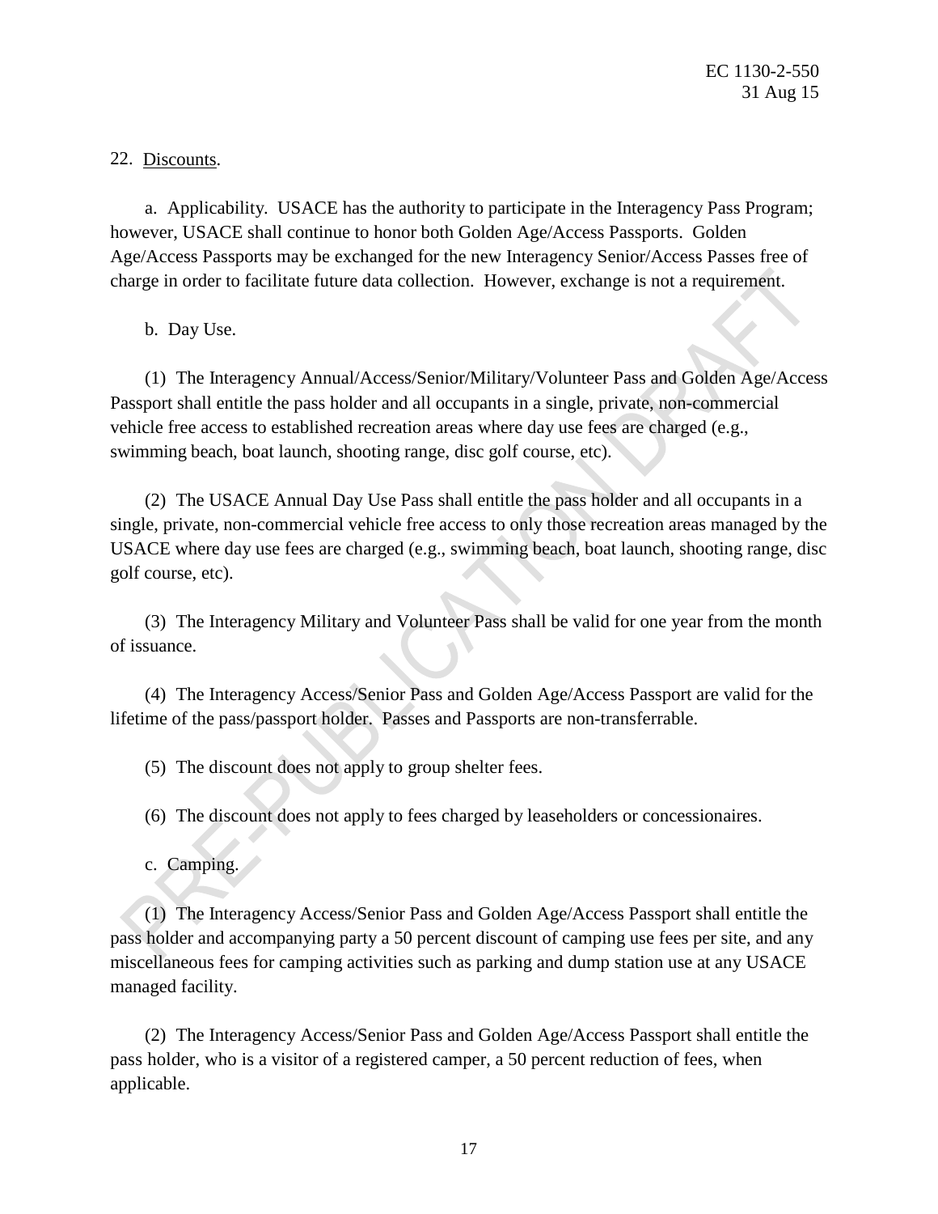22. Discounts.

a. Applicability. USACE has the authority to participate in the Interagency Pass Program; however, USACE shall continue to honor both Golden Age/Access Passports. Golden Age/Access Passports may be exchanged for the new Interagency Senior/Access Passes free of charge in order to facilitate future data collection. However, exchange is not a requirement.

b. Day Use.

(1) The Interagency Annual/Access/Senior/Military/Volunteer Pass and Golden Age/Access Passport shall entitle the pass holder and all occupants in a single, private, non-commercial vehicle free access to established recreation areas where day use fees are charged (e.g., swimming beach, boat launch, shooting range, disc golf course, etc).

(2) The USACE Annual Day Use Pass shall entitle the pass holder and all occupants in a single, private, non-commercial vehicle free access to only those recreation areas managed by the USACE where day use fees are charged (e.g., swimming beach, boat launch, shooting range, disc golf course, etc).

(3) The Interagency Military and Volunteer Pass shall be valid for one year from the month of issuance.

(4) The Interagency Access/Senior Pass and Golden Age/Access Passport are valid for the lifetime of the pass/passport holder. Passes and Passports are non-transferrable.

(5) The discount does not apply to group shelter fees.

(6) The discount does not apply to fees charged by leaseholders or concessionaires.

c. Camping.

(1) The Interagency Access/Senior Pass and Golden Age/Access Passport shall entitle the pass holder and accompanying party a 50 percent discount of camping use fees per site, and any miscellaneous fees for camping activities such as parking and dump station use at any USACE managed facility.

(2) The Interagency Access/Senior Pass and Golden Age/Access Passport shall entitle the pass holder, who is a visitor of a registered camper, a 50 percent reduction of fees, when applicable.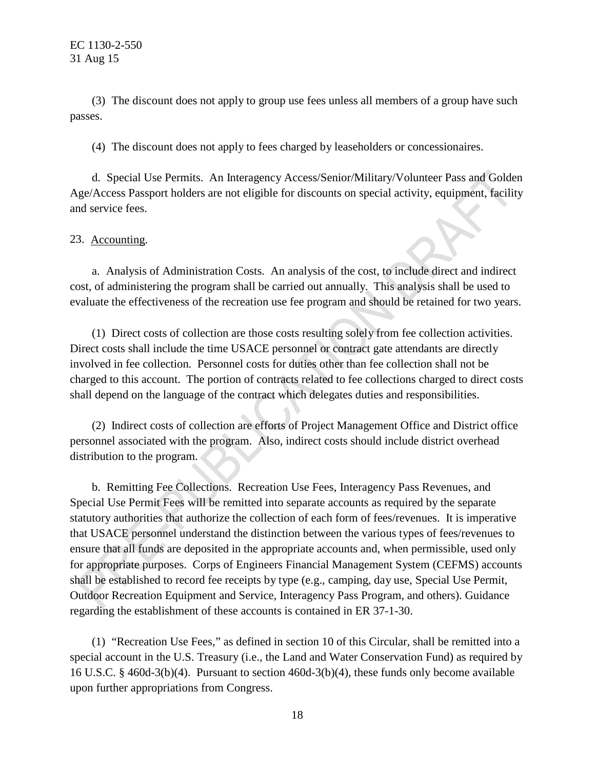(3) The discount does not apply to group use fees unless all members of a group have such passes.

(4) The discount does not apply to fees charged by leaseholders or concessionaires.

d. Special Use Permits. An Interagency Access/Senior/Military/Volunteer Pass and Golden Age/Access Passport holders are not eligible for discounts on special activity, equipment, facility and service fees.

23. Accounting.

a. Analysis of Administration Costs. An analysis of the cost, to include direct and indirect cost, of administering the program shall be carried out annually. This analysis shall be used to evaluate the effectiveness of the recreation use fee program and should be retained for two years.

(1) Direct costs of collection are those costs resulting solely from fee collection activities. Direct costs shall include the time USACE personnel or contract gate attendants are directly involved in fee collection. Personnel costs for duties other than fee collection shall not be charged to this account. The portion of contracts related to fee collections charged to direct costs shall depend on the language of the contract which delegates duties and responsibilities.

(2) Indirect costs of collection are efforts of Project Management Office and District office personnel associated with the program. Also, indirect costs should include district overhead distribution to the program.

b. Remitting Fee Collections. Recreation Use Fees, Interagency Pass Revenues, and Special Use Permit Fees will be remitted into separate accounts as required by the separate statutory authorities that authorize the collection of each form of fees/revenues. It is imperative that USACE personnel understand the distinction between the various types of fees/revenues to ensure that all funds are deposited in the appropriate accounts and, when permissible, used only for appropriate purposes. Corps of Engineers Financial Management System (CEFMS) accounts shall be established to record fee receipts by type (e.g., camping, day use, Special Use Permit, Outdoor Recreation Equipment and Service, Interagency Pass Program, and others). Guidance regarding the establishment of these accounts is contained in ER 37-1-30.

(1) "Recreation Use Fees," as defined in section 10 of this Circular, shall be remitted into a special account in the U.S. Treasury (i.e., the Land and Water Conservation Fund) as required by 16 U.S.C. § 460d-3(b)(4). Pursuant to section 460d-3(b)(4), these funds only become available upon further appropriations from Congress.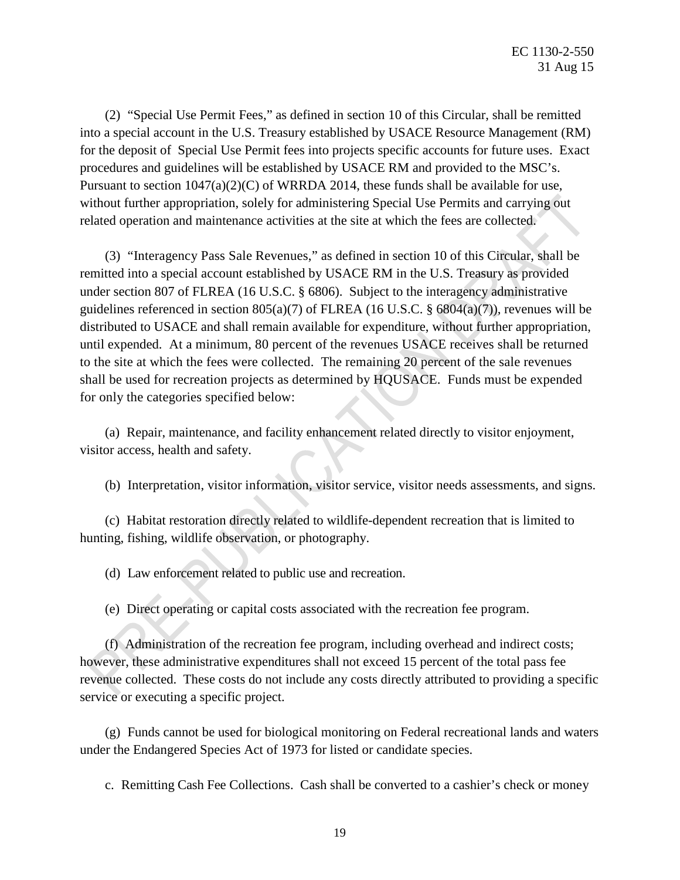(2) "Special Use Permit Fees," as defined in section 10 of this Circular, shall be remitted into a special account in the U.S. Treasury established by USACE Resource Management (RM) for the deposit of Special Use Permit fees into projects specific accounts for future uses. Exact procedures and guidelines will be established by USACE RM and provided to the MSC's. Pursuant to section 1047(a)(2)(C) of WRRDA 2014, these funds shall be available for use, without further appropriation, solely for administering Special Use Permits and carrying out related operation and maintenance activities at the site at which the fees are collected.

(3) "Interagency Pass Sale Revenues," as defined in section 10 of this Circular, shall be remitted into a special account established by USACE RM in the U.S. Treasury as provided under section 807 of FLREA (16 U.S.C. § 6806). Subject to the interagency administrative guidelines referenced in section 805(a)(7) of FLREA (16 U.S.C. § 6804(a)(7)), revenues will be distributed to USACE and shall remain available for expenditure, without further appropriation, until expended. At a minimum, 80 percent of the revenues USACE receives shall be returned to the site at which the fees were collected. The remaining 20 percent of the sale revenues shall be used for recreation projects as determined by HQUSACE. Funds must be expended for only the categories specified below:

(a) Repair, maintenance, and facility enhancement related directly to visitor enjoyment, visitor access, health and safety.

(b) Interpretation, visitor information, visitor service, visitor needs assessments, and signs.

(c) Habitat restoration directly related to wildlife-dependent recreation that is limited to hunting, fishing, wildlife observation, or photography.

(d) Law enforcement related to public use and recreation.

(e) Direct operating or capital costs associated with the recreation fee program.

(f) Administration of the recreation fee program, including overhead and indirect costs; however, these administrative expenditures shall not exceed 15 percent of the total pass fee revenue collected. These costs do not include any costs directly attributed to providing a specific service or executing a specific project.

(g) Funds cannot be used for biological monitoring on Federal recreational lands and waters under the Endangered Species Act of 1973 for listed or candidate species.

c. Remitting Cash Fee Collections. Cash shall be converted to a cashier's check or money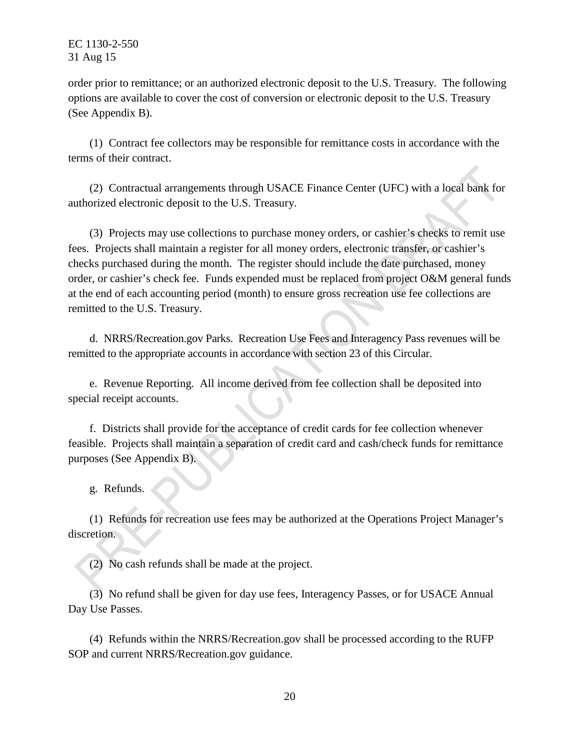order prior to remittance; or an authorized electronic deposit to the U.S. Treasury. The following options are available to cover the cost of conversion or electronic deposit to the U.S. Treasury (See Appendix B).

(1) Contract fee collectors may be responsible for remittance costs in accordance with the terms of their contract.

(2) Contractual arrangements through USACE Finance Center (UFC) with a local bank for authorized electronic deposit to the U.S. Treasury.

(3) Projects may use collections to purchase money orders, or cashier's checks to remit use fees. Projects shall maintain a register for all money orders, electronic transfer, or cashier's checks purchased during the month. The register should include the date purchased, money order, or cashier's check fee. Funds expended must be replaced from project O&M general funds at the end of each accounting period (month) to ensure gross recreation use fee collections are remitted to the U.S. Treasury.

d. NRRS/Recreation.gov Parks. Recreation Use Fees and Interagency Pass revenues will be remitted to the appropriate accounts in accordance with section 23 of this Circular.

e. Revenue Reporting. All income derived from fee collection shall be deposited into special receipt accounts.

f. Districts shall provide for the acceptance of credit cards for fee collection whenever feasible. Projects shall maintain a separation of credit card and cash/check funds for remittance purposes (See Appendix B).

g. Refunds.

(1) Refunds for recreation use fees may be authorized at the Operations Project Manager's discretion.

(2) No cash refunds shall be made at the project.

(3) No refund shall be given for day use fees, Interagency Passes, or for USACE Annual Day Use Passes.

(4) Refunds within the NRRS/Recreation.gov shall be processed according to the RUFP SOP and current NRRS/Recreation.gov guidance.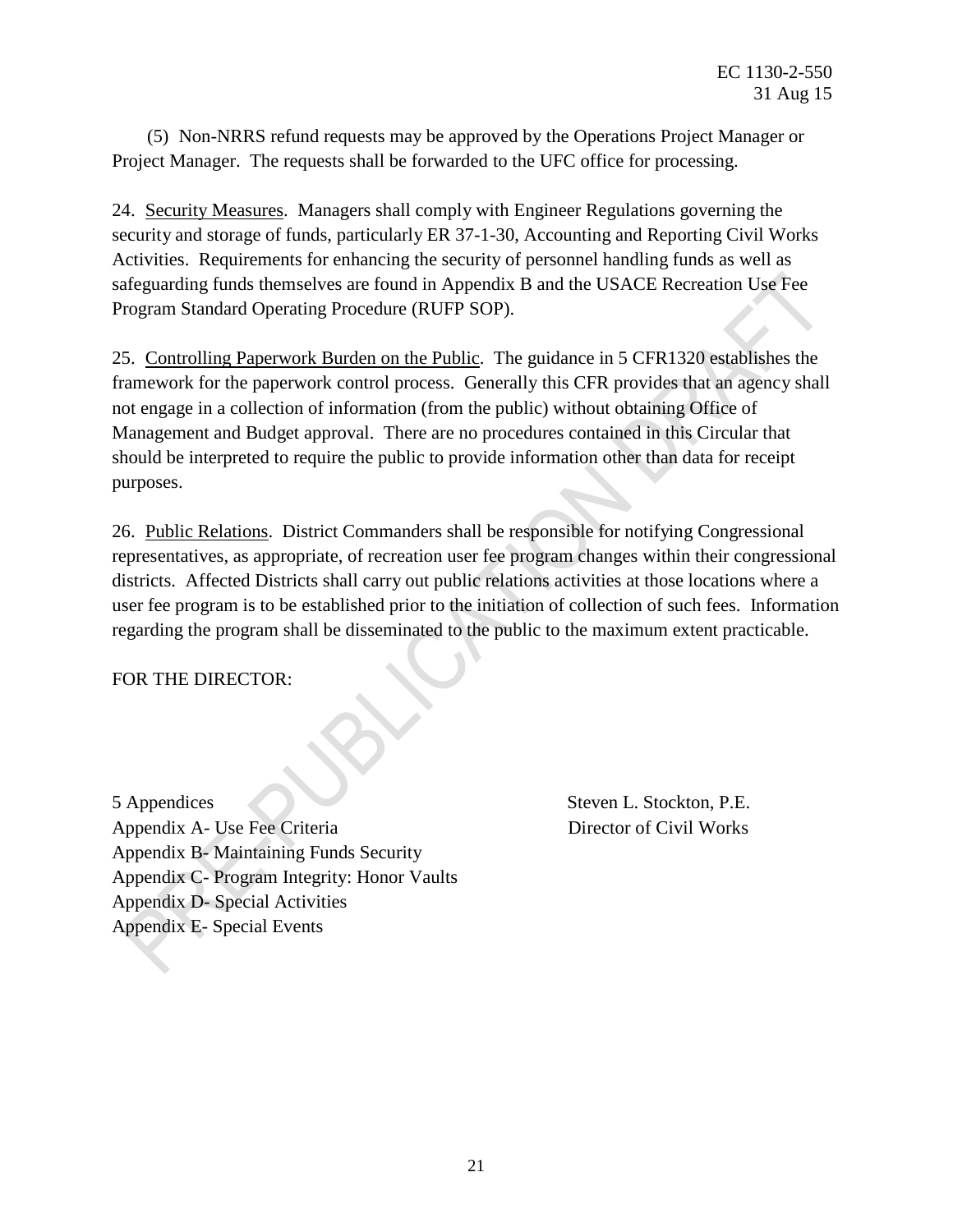(5) Non-NRRS refund requests may be approved by the Operations Project Manager or Project Manager. The requests shall be forwarded to the UFC office for processing.

24. <u>Security Measures</u>. Managers shall comply with Engineer Regulations governing the security and storage of funds, particularly ER 37-1-30, Accounting and Reporting Civil Works Activities. Requirements for enhancing the security of personnel handling funds as well as safeguarding funds themselves are found in Appendix B and the USACE Recreation Use Fee Program Standard Operating Procedure (RUFP SOP).

25. <u>Controlling Paperwork Burden on the Public</u>. The guidance in 5 CFR1320 establishes the framework for the paperwork control process. Generally this CFR provides that an agency shall not engage in a collection of information (from the public) without obtaining Office of Management and Budget approval. There are no procedures contained in this Circular that should be interpreted to require the public to provide information other than data for receipt purposes.

26. <u>Public Relations</u>. District Commanders shall be responsible for notifying Congressional representatives, as appropriate, of recreation user fee program changes within their congressional districts. Affected Districts shall carry out public relations activities at those locations where a user fee program is to be established prior to the initiation of collection of such fees. Information regarding the program shall be disseminated to the public to the maximum extent practicable.

FOR THE DIRECTOR:

5 Appendices
Appendix A- Use Fee Criteria
Appendix B- Maintaining Funds Security
Appendix C- Program Integrity: Honor Vaults
Appendix D- Special Activities
Appendix E- Special Events

Steven L. Stockton, P.E.
Director of Civil Works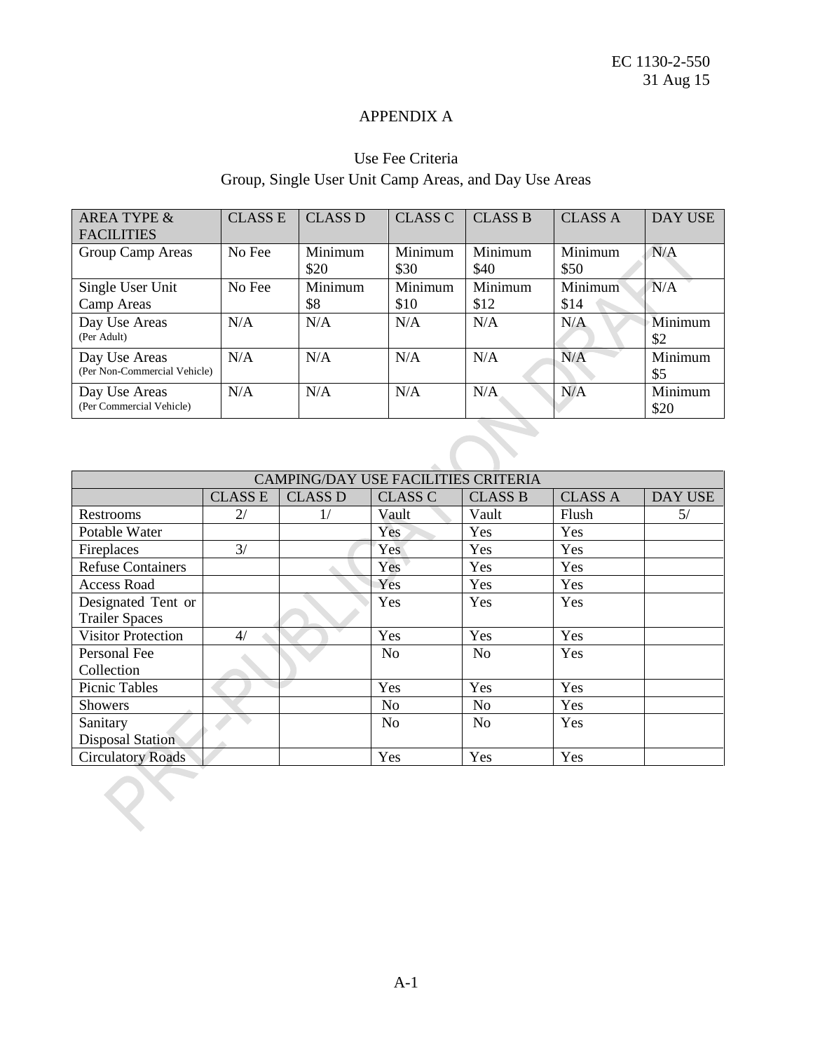# APPENDIX A

## Use Fee Criteria

### Group, Single User Unit Camp Areas, and Day Use Areas

| AREA TYPE & FACILITIES | CLASS E | CLASS D | CLASS C | CLASS B | CLASS A | DAY USE |
|---|---|---|---|---|---|---|
| Group Camp Areas | No Fee | Minimum $20 | Minimum $30 | Minimum $40 | Minimum $50 | N/A |
| Single User Unit Camp Areas | No Fee | Minimum $8 | Minimum $10 | Minimum $12 | Minimum $14 | N/A |
| Day Use Areas (Per Adult) | N/A | N/A | N/A | N/A | N/A | Minimum $2 |
| Day Use Areas (Per Non-Commercial Vehicle) | N/A | N/A | N/A | N/A | N/A | Minimum $5 |
| Day Use Areas (Per Commercial Vehicle) | N/A | N/A | N/A | N/A | N/A | Minimum $20 |

| CAMPING/DAY USE FACILITIES CRITERIA | | | | | | |
|---|---|---|---|---|---|---|
| | CLASS E | CLASS D | CLASS C | CLASS B | CLASS A | DAY USE |
| Restrooms | 2/ | 1/ | Vault | Vault | Flush | 5/ |
| Potable Water | | | Yes | Yes | Yes | |
| Fireplaces | 3/ | | Yes | Yes | Yes | |
| Refuse Containers | | | Yes | Yes | Yes | |
| Access Road | | | Yes | Yes | Yes | |
| Designated Tent or Trailer Spaces | | | Yes | Yes | Yes | |
| Visitor Protection | 4/ | | Yes | Yes | Yes | |
| Personal Fee Collection | | | No | No | Yes | |
| Picnic Tables | | | Yes | Yes | Yes | |
| Showers | | | No | No | Yes | |
| Sanitary Disposal Station | | | No | No | Yes | |
| Circulatory Roads | | | Yes | Yes | Yes | |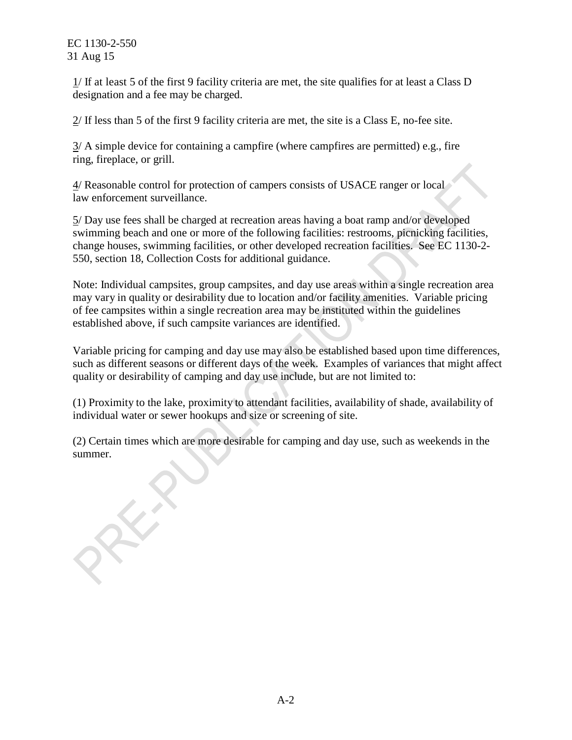1/ If at least 5 of the first 9 facility criteria are met, the site qualifies for at least a Class D designation and a fee may be charged.

2/ If less than 5 of the first 9 facility criteria are met, the site is a Class E, no-fee site.

3/ A simple device for containing a campfire (where campfires are permitted) e.g., fire ring, fireplace, or grill.

4/ Reasonable control for protection of campers consists of USACE ranger or local law enforcement surveillance.

5/ Day use fees shall be charged at recreation areas having a boat ramp and/or developed swimming beach and one or more of the following facilities: restrooms, picnicking facilities, change houses, swimming facilities, or other developed recreation facilities. See EC 1130-2-550, section 18, Collection Costs for additional guidance.

Note: Individual campsites, group campsites, and day use areas within a single recreation area may vary in quality or desirability due to location and/or facility amenities. Variable pricing of fee campsites within a single recreation area may be instituted within the guidelines established above, if such campsite variances are identified.

Variable pricing for camping and day use may also be established based upon time differences, such as different seasons or different days of the week. Examples of variances that might affect quality or desirability of camping and day use include, but are not limited to:

(1) Proximity to the lake, proximity to attendant facilities, availability of shade, availability of individual water or sewer hookups and size or screening of site.

(2) Certain times which are more desirable for camping and day use, such as weekends in the summer.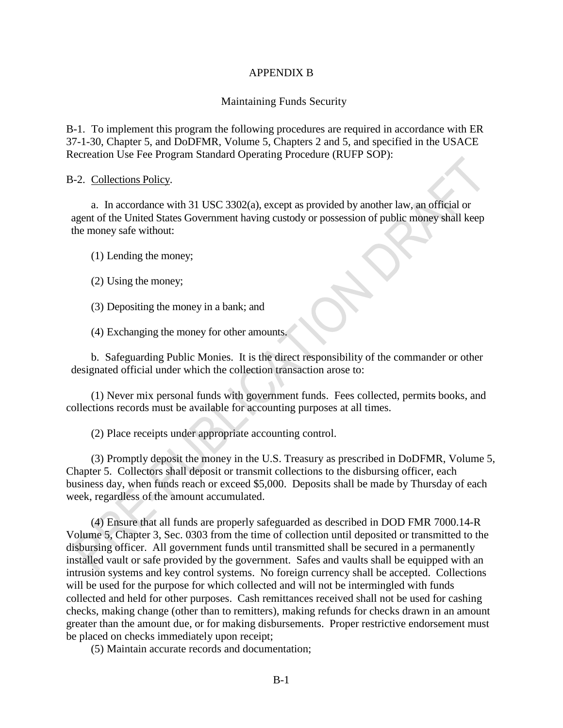# APPENDIX B

## Maintaining Funds Security

B-1. To implement this program the following procedures are required in accordance with ER 37-1-30, Chapter 5, and DoDFMR, Volume 5, Chapters 2 and 5, and specified in the USACE Recreation Use Fee Program Standard Operating Procedure (RUFP SOP):

B-2. Collections Policy.

a. In accordance with 31 USC 3302(a), except as provided by another law, an official or agent of the United States Government having custody or possession of public money shall keep the money safe without:

(1) Lending the money;

(2) Using the money;

(3) Depositing the money in a bank; and

(4) Exchanging the money for other amounts.

b. Safeguarding Public Monies. It is the direct responsibility of the commander or other designated official under which the collection transaction arose to:

(1) Never mix personal funds with government funds. Fees collected, permits books, and collections records must be available for accounting purposes at all times.

(2) Place receipts under appropriate accounting control.

(3) Promptly deposit the money in the U.S. Treasury as prescribed in DoDFMR, Volume 5, Chapter 5. Collectors shall deposit or transmit collections to the disbursing officer, each business day, when funds reach or exceed $5,000. Deposits shall be made by Thursday of each week, regardless of the amount accumulated.

(4) Ensure that all funds are properly safeguarded as described in DOD FMR 7000.14-R Volume 5, Chapter 3, Sec. 0303 from the time of collection until deposited or transmitted to the disbursing officer. All government funds until transmitted shall be secured in a permanently installed vault or safe provided by the government. Safes and vaults shall be equipped with an intrusion systems and key control systems. No foreign currency shall be accepted. Collections will be used for the purpose for which collected and will not be intermingled with funds collected and held for other purposes. Cash remittances received shall not be used for cashing checks, making change (other than to remitters), making refunds for checks drawn in an amount greater than the amount due, or for making disbursements. Proper restrictive endorsement must be placed on checks immediately upon receipt;

(5) Maintain accurate records and documentation;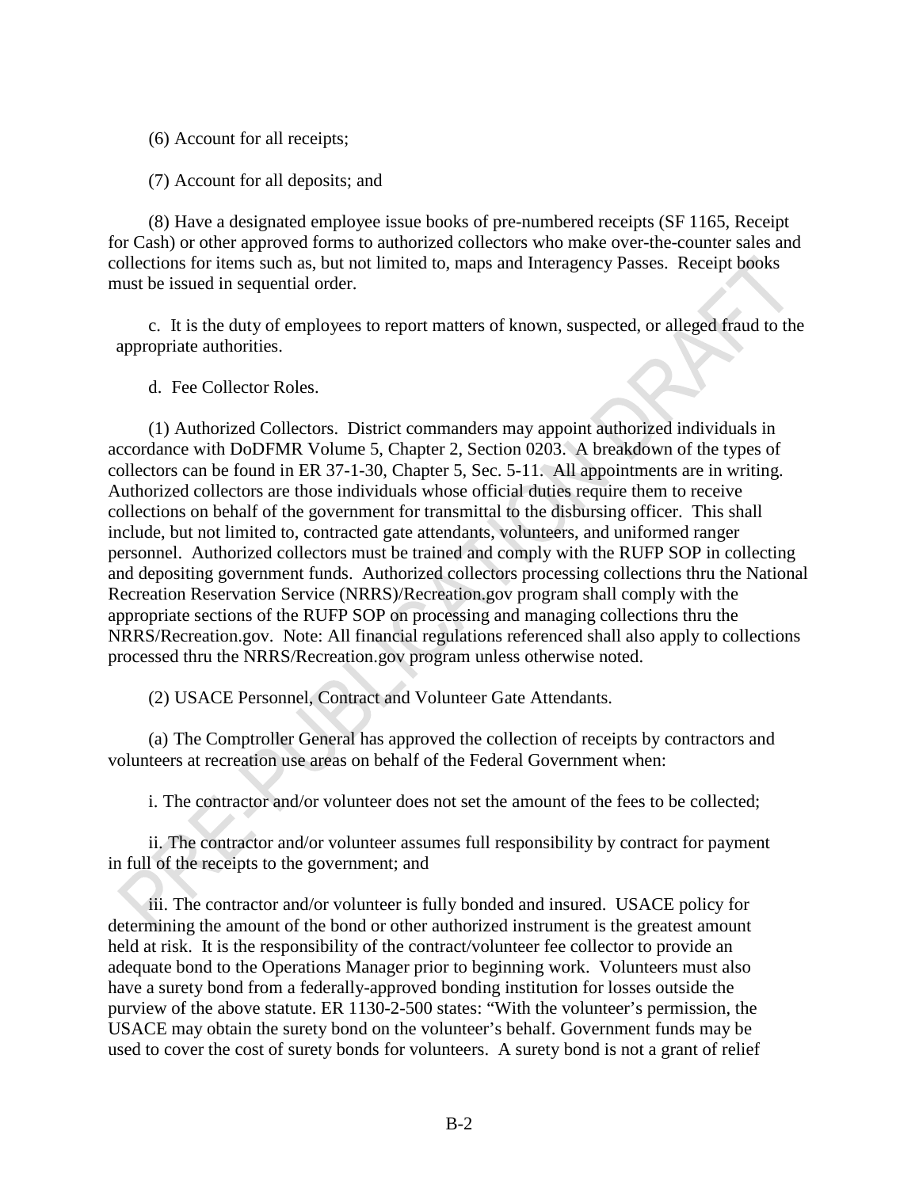(6) Account for all receipts;

(7) Account for all deposits; and

(8) Have a designated employee issue books of pre-numbered receipts (SF 1165, Receipt for Cash) or other approved forms to authorized collectors who make over-the-counter sales and collections for items such as, but not limited to, maps and Interagency Passes. Receipt books must be issued in sequential order.

c. It is the duty of employees to report matters of known, suspected, or alleged fraud to the appropriate authorities.

d. Fee Collector Roles.

(1) Authorized Collectors. District commanders may appoint authorized individuals in accordance with DoDFMR Volume 5, Chapter 2, Section 0203. A breakdown of the types of collectors can be found in ER 37-1-30, Chapter 5, Sec. 5-11. All appointments are in writing. Authorized collectors are those individuals whose official duties require them to receive collections on behalf of the government for transmittal to the disbursing officer. This shall include, but not limited to, contracted gate attendants, volunteers, and uniformed ranger personnel. Authorized collectors must be trained and comply with the RUFP SOP in collecting and depositing government funds. Authorized collectors processing collections thru the National Recreation Reservation Service (NRRS)/Recreation.gov program shall comply with the appropriate sections of the RUFP SOP on processing and managing collections thru the NRRS/Recreation.gov. Note: All financial regulations referenced shall also apply to collections processed thru the NRRS/Recreation.gov program unless otherwise noted.

(2) USACE Personnel, Contract and Volunteer Gate Attendants.

(a) The Comptroller General has approved the collection of receipts by contractors and volunteers at recreation use areas on behalf of the Federal Government when:

i. The contractor and/or volunteer does not set the amount of the fees to be collected;

ii. The contractor and/or volunteer assumes full responsibility by contract for payment in full of the receipts to the government; and

iii. The contractor and/or volunteer is fully bonded and insured. USACE policy for determining the amount of the bond or other authorized instrument is the greatest amount held at risk. It is the responsibility of the contract/volunteer fee collector to provide an adequate bond to the Operations Manager prior to beginning work. Volunteers must also have a surety bond from a federally-approved bonding institution for losses outside the purview of the above statute. ER 1130-2-500 states: "With the volunteer's permission, the USACE may obtain the surety bond on the volunteer's behalf. Government funds may be used to cover the cost of surety bonds for volunteers. A surety bond is not a grant of relief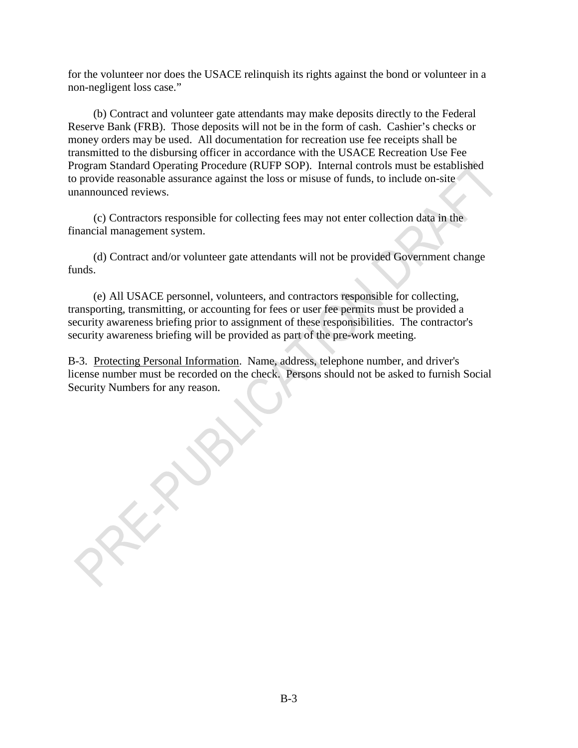for the volunteer nor does the USACE relinquish its rights against the bond or volunteer in a non-negligent loss case."

(b) Contract and volunteer gate attendants may make deposits directly to the Federal Reserve Bank (FRB). Those deposits will not be in the form of cash. Cashier's checks or money orders may be used. All documentation for recreation use fee receipts shall be transmitted to the disbursing officer in accordance with the USACE Recreation Use Fee Program Standard Operating Procedure (RUFP SOP). Internal controls must be established to provide reasonable assurance against the loss or misuse of funds, to include on-site unannounced reviews.

(c) Contractors responsible for collecting fees may not enter collection data in the financial management system.

(d) Contract and/or volunteer gate attendants will not be provided Government change funds.

(e) All USACE personnel, volunteers, and contractors responsible for collecting, transporting, transmitting, or accounting for fees or user fee permits must be provided a security awareness briefing prior to assignment of these responsibilities. The contractor's security awareness briefing will be provided as part of the pre-work meeting.

B-3. Protecting Personal Information. Name, address, telephone number, and driver's license number must be recorded on the check. Persons should not be asked to furnish Social Security Numbers for any reason.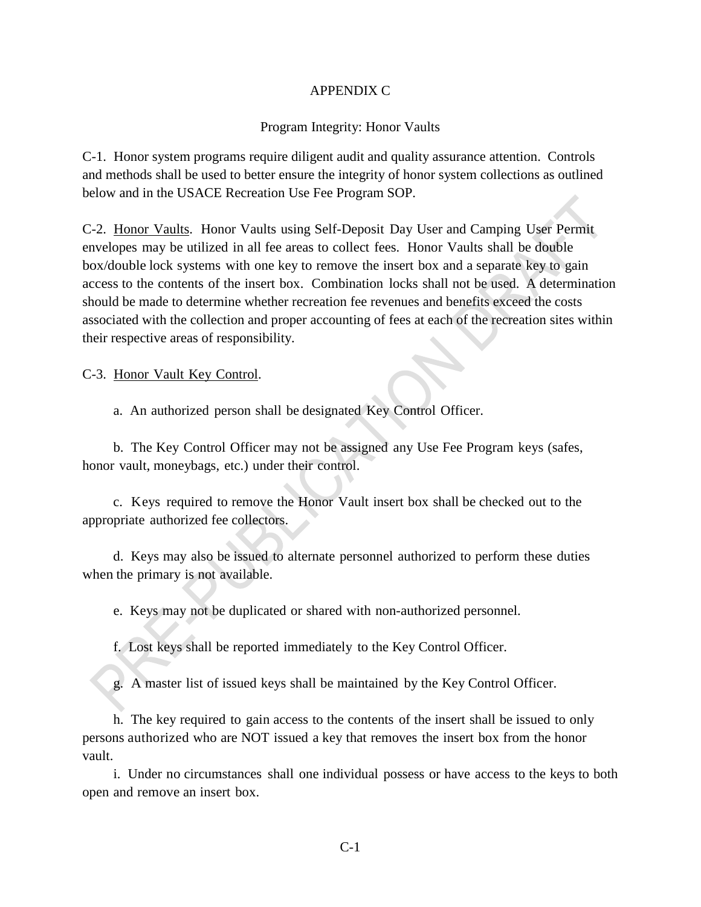# APPENDIX C

## Program Integrity: Honor Vaults

C-1. Honor system programs require diligent audit and quality assurance attention. Controls and methods shall be used to better ensure the integrity of honor system collections as outlined below and in the USACE Recreation Use Fee Program SOP.

C-2. Honor Vaults. Honor Vaults using Self-Deposit Day User and Camping User Permit envelopes may be utilized in all fee areas to collect fees. Honor Vaults shall be double box/double lock systems with one key to remove the insert box and a separate key to gain access to the contents of the insert box. Combination locks shall not be used. A determination should be made to determine whether recreation fee revenues and benefits exceed the costs associated with the collection and proper accounting of fees at each of the recreation sites within their respective areas of responsibility.

C-3. Honor Vault Key Control.

a. An authorized person shall be designated Key Control Officer.

b. The Key Control Officer may not be assigned any Use Fee Program keys (safes, honor vault, moneybags, etc.) under their control.

c. Keys required to remove the Honor Vault insert box shall be checked out to the appropriate authorized fee collectors.

d. Keys may also be issued to alternate personnel authorized to perform these duties when the primary is not available.

e. Keys may not be duplicated or shared with non-authorized personnel.

f. Lost keys shall be reported immediately to the Key Control Officer.

g. A master list of issued keys shall be maintained by the Key Control Officer.

h. The key required to gain access to the contents of the insert shall be issued to only persons authorized who are NOT issued a key that removes the insert box from the honor vault.

i. Under no circumstances shall one individual possess or have access to the keys to both open and remove an insert box.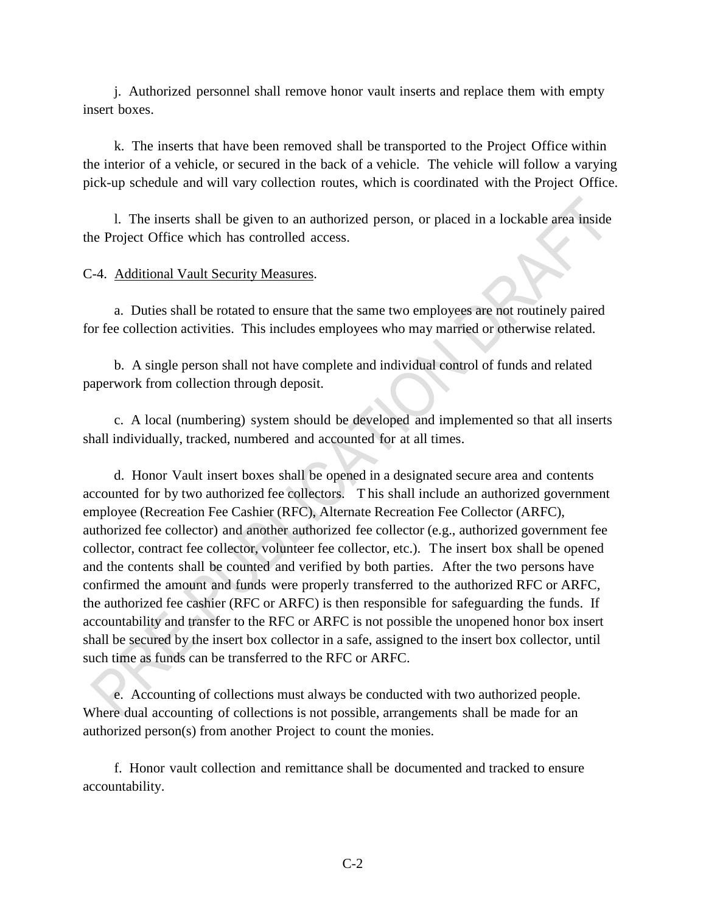j. Authorized personnel shall remove honor vault inserts and replace them with empty insert boxes.

k. The inserts that have been removed shall be transported to the Project Office within the interior of a vehicle, or secured in the back of a vehicle. The vehicle will follow a varying pick-up schedule and will vary collection routes, which is coordinated with the Project Office.

l. The inserts shall be given to an authorized person, or placed in a lockable area inside the Project Office which has controlled access.

C-4. Additional Vault Security Measures.

a. Duties shall be rotated to ensure that the same two employees are not routinely paired for fee collection activities. This includes employees who may married or otherwise related.

b. A single person shall not have complete and individual control of funds and related paperwork from collection through deposit.

c. A local (numbering) system should be developed and implemented so that all inserts shall individually, tracked, numbered and accounted for at all times.

d. Honor Vault insert boxes shall be opened in a designated secure area and contents accounted for by two authorized fee collectors. This shall include an authorized government employee (Recreation Fee Cashier (RFC), Alternate Recreation Fee Collector (ARFC), authorized fee collector) and another authorized fee collector (e.g., authorized government fee collector, contract fee collector, volunteer fee collector, etc.). The insert box shall be opened and the contents shall be counted and verified by both parties. After the two persons have confirmed the amount and funds were properly transferred to the authorized RFC or ARFC, the authorized fee cashier (RFC or ARFC) is then responsible for safeguarding the funds. If accountability and transfer to the RFC or ARFC is not possible the unopened honor box insert shall be secured by the insert box collector in a safe, assigned to the insert box collector, until such time as funds can be transferred to the RFC or ARFC.

e. Accounting of collections must always be conducted with two authorized people. Where dual accounting of collections is not possible, arrangements shall be made for an authorized person(s) from another Project to count the monies.

f. Honor vault collection and remittance shall be documented and tracked to ensure accountability.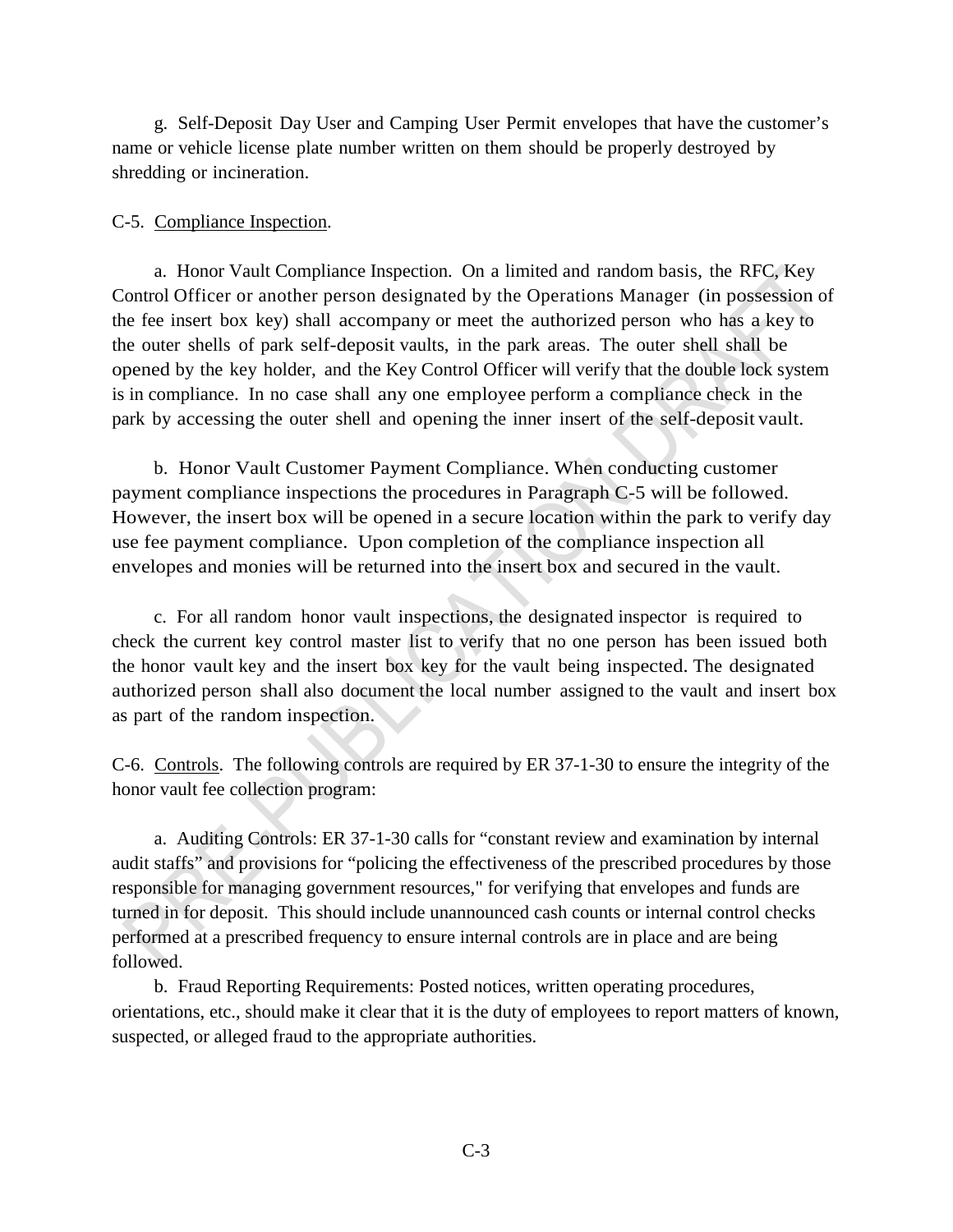g. Self-Deposit Day User and Camping User Permit envelopes that have the customer's name or vehicle license plate number written on them should be properly destroyed by shredding or incineration.

C-5. Compliance Inspection.

a. Honor Vault Compliance Inspection. On a limited and random basis, the RFC, Key Control Officer or another person designated by the Operations Manager (in possession of the fee insert box key) shall accompany or meet the authorized person who has a key to the outer shells of park self-deposit vaults, in the park areas. The outer shell shall be opened by the key holder, and the Key Control Officer will verify that the double lock system is in compliance. In no case shall any one employee perform a compliance check in the park by accessing the outer shell and opening the inner insert of the self-deposit vault.

b. Honor Vault Customer Payment Compliance. When conducting customer payment compliance inspections the procedures in Paragraph C-5 will be followed. However, the insert box will be opened in a secure location within the park to verify day use fee payment compliance. Upon completion of the compliance inspection all envelopes and monies will be returned into the insert box and secured in the vault.

c. For all random honor vault inspections, the designated inspector is required to check the current key control master list to verify that no one person has been issued both the honor vault key and the insert box key for the vault being inspected. The designated authorized person shall also document the local number assigned to the vault and insert box as part of the random inspection.

C-6. Controls. The following controls are required by ER 37-1-30 to ensure the integrity of the honor vault fee collection program:

a. Auditing Controls: ER 37-1-30 calls for "constant review and examination by internal audit staffs" and provisions for "policing the effectiveness of the prescribed procedures by those responsible for managing government resources," for verifying that envelopes and funds are turned in for deposit. This should include unannounced cash counts or internal control checks performed at a prescribed frequency to ensure internal controls are in place and are being followed.

b. Fraud Reporting Requirements: Posted notices, written operating procedures, orientations, etc., should make it clear that it is the duty of employees to report matters of known, suspected, or alleged fraud to the appropriate authorities.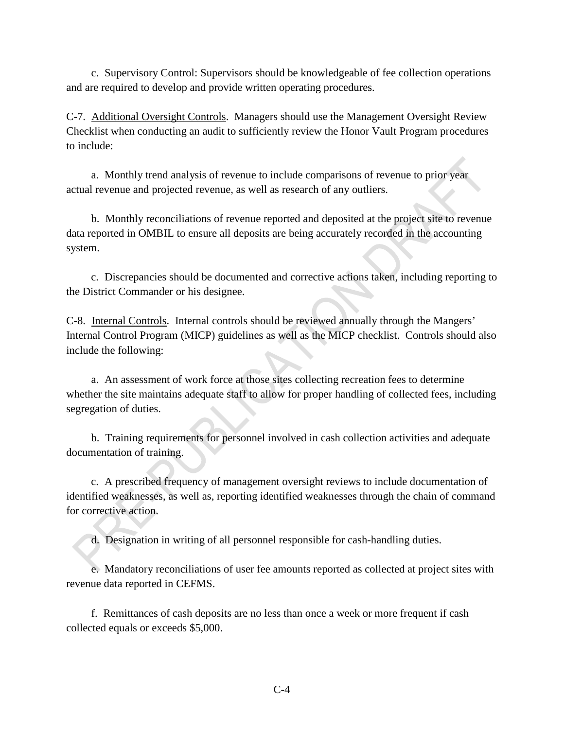c. Supervisory Control: Supervisors should be knowledgeable of fee collection operations and are required to develop and provide written operating procedures.

C-7. Additional Oversight Controls. Managers should use the Management Oversight Review Checklist when conducting an audit to sufficiently review the Honor Vault Program procedures to include:

a. Monthly trend analysis of revenue to include comparisons of revenue to prior year actual revenue and projected revenue, as well as research of any outliers.

b. Monthly reconciliations of revenue reported and deposited at the project site to revenue data reported in OMBIL to ensure all deposits are being accurately recorded in the accounting system.

c. Discrepancies should be documented and corrective actions taken, including reporting to the District Commander or his designee.

C-8. Internal Controls. Internal controls should be reviewed annually through the Mangers' Internal Control Program (MICP) guidelines as well as the MICP checklist. Controls should also include the following:

a. An assessment of work force at those sites collecting recreation fees to determine whether the site maintains adequate staff to allow for proper handling of collected fees, including segregation of duties.

b. Training requirements for personnel involved in cash collection activities and adequate documentation of training.

c. A prescribed frequency of management oversight reviews to include documentation of identified weaknesses, as well as, reporting identified weaknesses through the chain of command for corrective action.

d. Designation in writing of all personnel responsible for cash-handling duties.

e. Mandatory reconciliations of user fee amounts reported as collected at project sites with revenue data reported in CEFMS.

f. Remittances of cash deposits are no less than once a week or more frequent if cash collected equals or exceeds $5,000.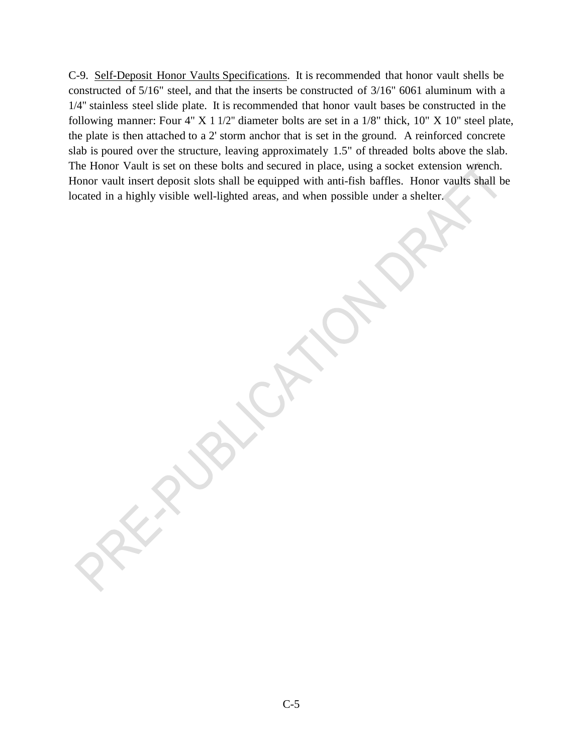C-9. Self-Deposit Honor Vaults Specifications. It is recommended that honor vault shells be constructed of 5/16" steel, and that the inserts be constructed of 3/16" 6061 aluminum with a 1/4" stainless steel slide plate. It is recommended that honor vault bases be constructed in the following manner: Four 4" X 1 1/2" diameter bolts are set in a 1/8" thick, 10" X 10" steel plate, the plate is then attached to a 2' storm anchor that is set in the ground. A reinforced concrete slab is poured over the structure, leaving approximately 1.5" of threaded bolts above the slab. The Honor Vault is set on these bolts and secured in place, using a socket extension wrench. Honor vault insert deposit slots shall be equipped with anti-fish baffles. Honor vaults shall be located in a highly visible well-lighted areas, and when possible under a shelter.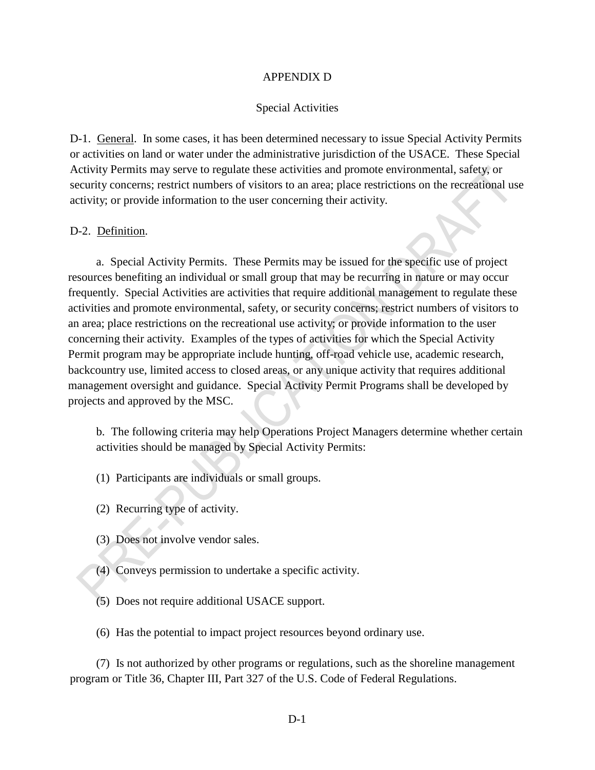# APPENDIX D

## Special Activities

D-1. General. In some cases, it has been determined necessary to issue Special Activity Permits or activities on land or water under the administrative jurisdiction of the USACE. These Special Activity Permits may serve to regulate these activities and promote environmental, safety, or security concerns; restrict numbers of visitors to an area; place restrictions on the recreational use activity; or provide information to the user concerning their activity.

D-2. Definition.

a. Special Activity Permits. These Permits may be issued for the specific use of project resources benefiting an individual or small group that may be recurring in nature or may occur frequently. Special Activities are activities that require additional management to regulate these activities and promote environmental, safety, or security concerns; restrict numbers of visitors to an area; place restrictions on the recreational use activity; or provide information to the user concerning their activity. Examples of the types of activities for which the Special Activity Permit program may be appropriate include hunting, off-road vehicle use, academic research, backcountry use, limited access to closed areas, or any unique activity that requires additional management oversight and guidance. Special Activity Permit Programs shall be developed by projects and approved by the MSC.

b. The following criteria may help Operations Project Managers determine whether certain activities should be managed by Special Activity Permits:

(1) Participants are individuals or small groups.

(2) Recurring type of activity.

(3) Does not involve vendor sales.

(4) Conveys permission to undertake a specific activity.

(5) Does not require additional USACE support.

(6) Has the potential to impact project resources beyond ordinary use.

(7) Is not authorized by other programs or regulations, such as the shoreline management program or Title 36, Chapter III, Part 327 of the U.S. Code of Federal Regulations.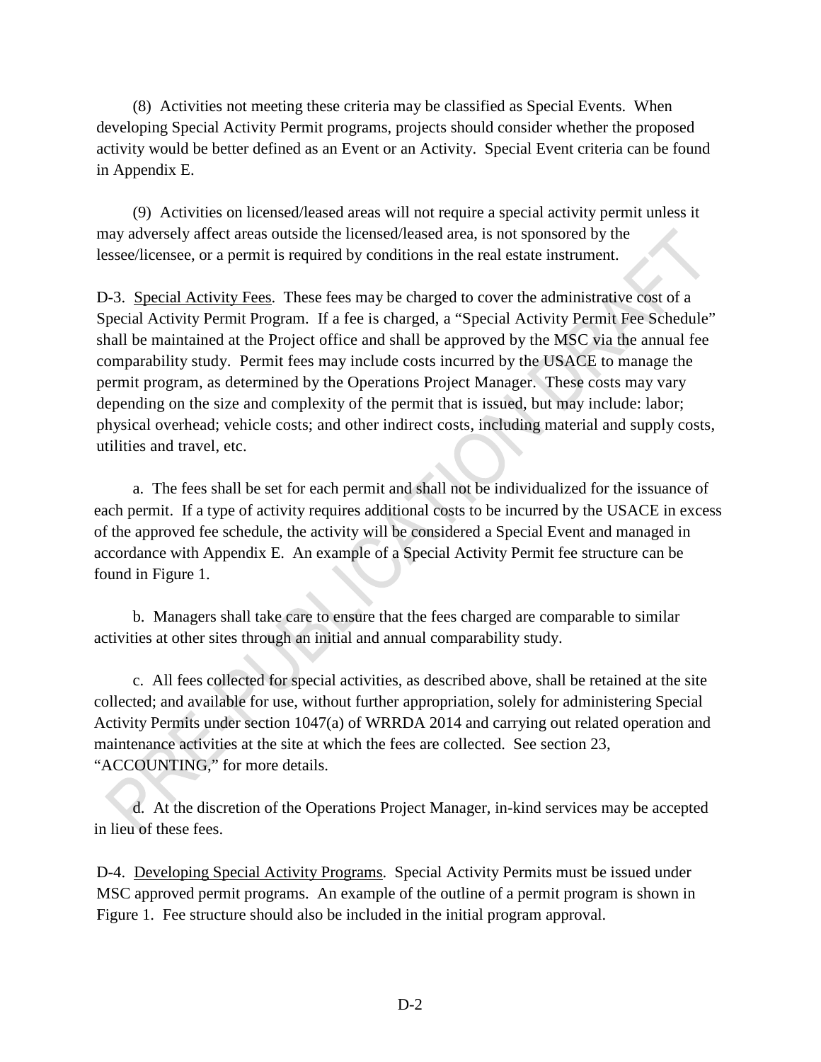(8) Activities not meeting these criteria may be classified as Special Events. When developing Special Activity Permit programs, projects should consider whether the proposed activity would be better defined as an Event or an Activity. Special Event criteria can be found in Appendix E.

(9) Activities on licensed/leased areas will not require a special activity permit unless it may adversely affect areas outside the licensed/leased area, is not sponsored by the lessee/licensee, or a permit is required by conditions in the real estate instrument.

D-3. Special Activity Fees. These fees may be charged to cover the administrative cost of a Special Activity Permit Program. If a fee is charged, a "Special Activity Permit Fee Schedule" shall be maintained at the Project office and shall be approved by the MSC via the annual fee comparability study. Permit fees may include costs incurred by the USACE to manage the permit program, as determined by the Operations Project Manager. These costs may vary depending on the size and complexity of the permit that is issued, but may include: labor; physical overhead; vehicle costs; and other indirect costs, including material and supply costs, utilities and travel, etc.

a. The fees shall be set for each permit and shall not be individualized for the issuance of each permit. If a type of activity requires additional costs to be incurred by the USACE in excess of the approved fee schedule, the activity will be considered a Special Event and managed in accordance with Appendix E. An example of a Special Activity Permit fee structure can be found in Figure 1.

b. Managers shall take care to ensure that the fees charged are comparable to similar activities at other sites through an initial and annual comparability study.

c. All fees collected for special activities, as described above, shall be retained at the site collected; and available for use, without further appropriation, solely for administering Special Activity Permits under section 1047(a) of WRRDA 2014 and carrying out related operation and maintenance activities at the site at which the fees are collected. See section 23, "ACCOUNTING," for more details.

d. At the discretion of the Operations Project Manager, in-kind services may be accepted in lieu of these fees.

D-4. Developing Special Activity Programs. Special Activity Permits must be issued under MSC approved permit programs. An example of the outline of a permit program is shown in Figure 1. Fee structure should also be included in the initial program approval.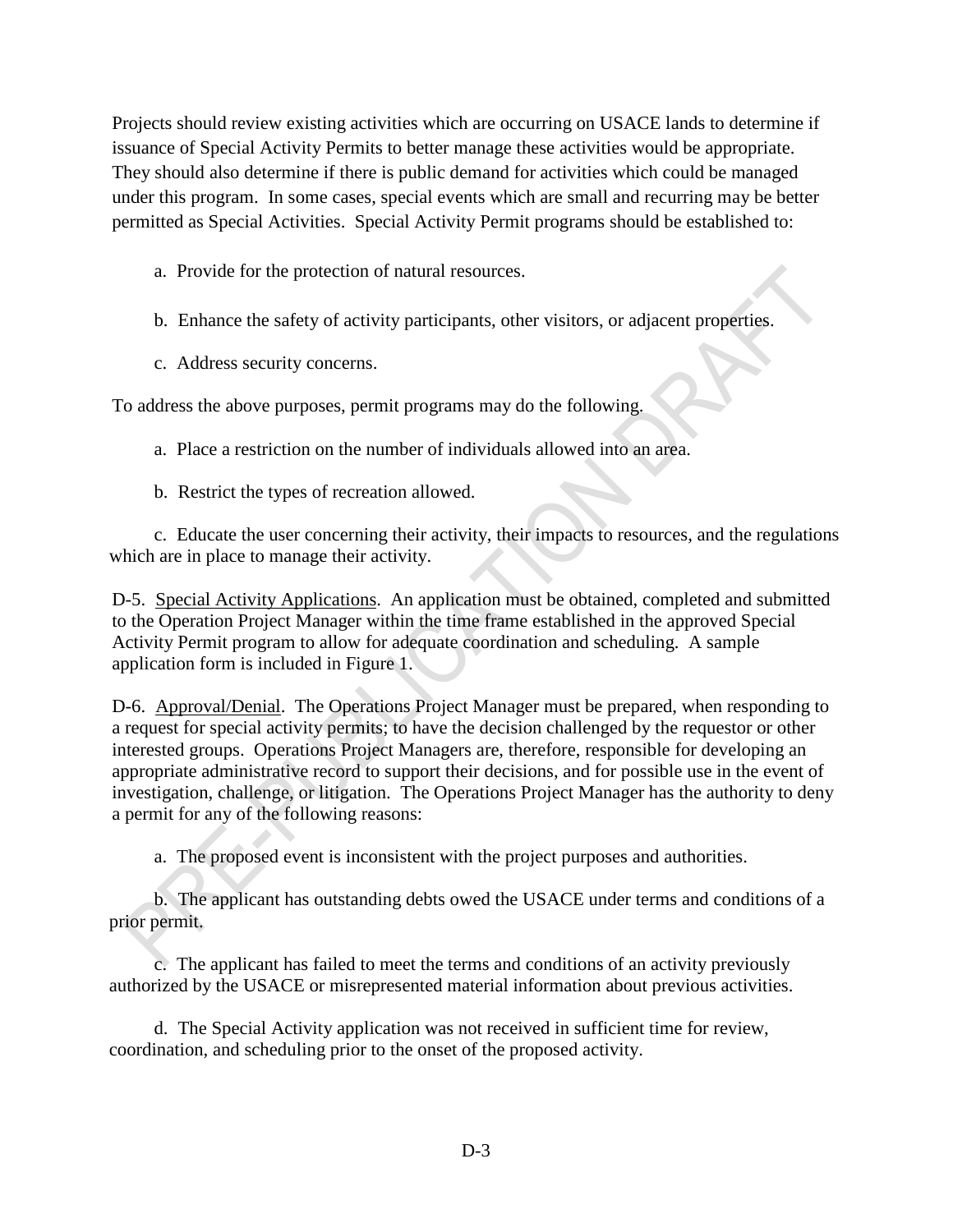Projects should review existing activities which are occurring on USACE lands to determine if issuance of Special Activity Permits to better manage these activities would be appropriate. They should also determine if there is public demand for activities which could be managed under this program. In some cases, special events which are small and recurring may be better permitted as Special Activities. Special Activity Permit programs should be established to:

a. Provide for the protection of natural resources.

b. Enhance the safety of activity participants, other visitors, or adjacent properties.

c. Address security concerns.

To address the above purposes, permit programs may do the following.

a. Place a restriction on the number of individuals allowed into an area.

b. Restrict the types of recreation allowed.

c. Educate the user concerning their activity, their impacts to resources, and the regulations which are in place to manage their activity.

D-5. Special Activity Applications. An application must be obtained, completed and submitted to the Operation Project Manager within the time frame established in the approved Special Activity Permit program to allow for adequate coordination and scheduling. A sample application form is included in Figure 1.

D-6. Approval/Denial. The Operations Project Manager must be prepared, when responding to a request for special activity permits; to have the decision challenged by the requestor or other interested groups. Operations Project Managers are, therefore, responsible for developing an appropriate administrative record to support their decisions, and for possible use in the event of investigation, challenge, or litigation. The Operations Project Manager has the authority to deny a permit for any of the following reasons:

a. The proposed event is inconsistent with the project purposes and authorities.

b. The applicant has outstanding debts owed the USACE under terms and conditions of a prior permit.

c. The applicant has failed to meet the terms and conditions of an activity previously authorized by the USACE or misrepresented material information about previous activities.

d. The Special Activity application was not received in sufficient time for review, coordination, and scheduling prior to the onset of the proposed activity.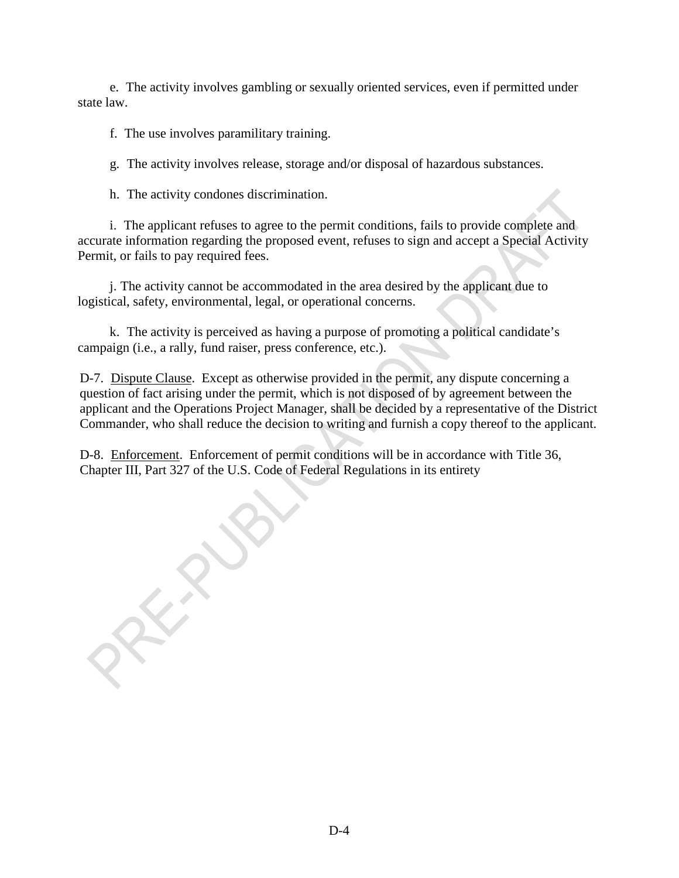e. The activity involves gambling or sexually oriented services, even if permitted under state law.

f. The use involves paramilitary training.

g. The activity involves release, storage and/or disposal of hazardous substances.

h. The activity condones discrimination.

i. The applicant refuses to agree to the permit conditions, fails to provide complete and accurate information regarding the proposed event, refuses to sign and accept a Special Activity Permit, or fails to pay required fees.

j. The activity cannot be accommodated in the area desired by the applicant due to logistical, safety, environmental, legal, or operational concerns.

k. The activity is perceived as having a purpose of promoting a political candidate's campaign (i.e., a rally, fund raiser, press conference, etc.).

D-7. Dispute Clause. Except as otherwise provided in the permit, any dispute concerning a question of fact arising under the permit, which is not disposed of by agreement between the applicant and the Operations Project Manager, shall be decided by a representative of the District Commander, who shall reduce the decision to writing and furnish a copy thereof to the applicant.

D-8. Enforcement. Enforcement of permit conditions will be in accordance with Title 36, Chapter III, Part 327 of the U.S. Code of Federal Regulations in its entirety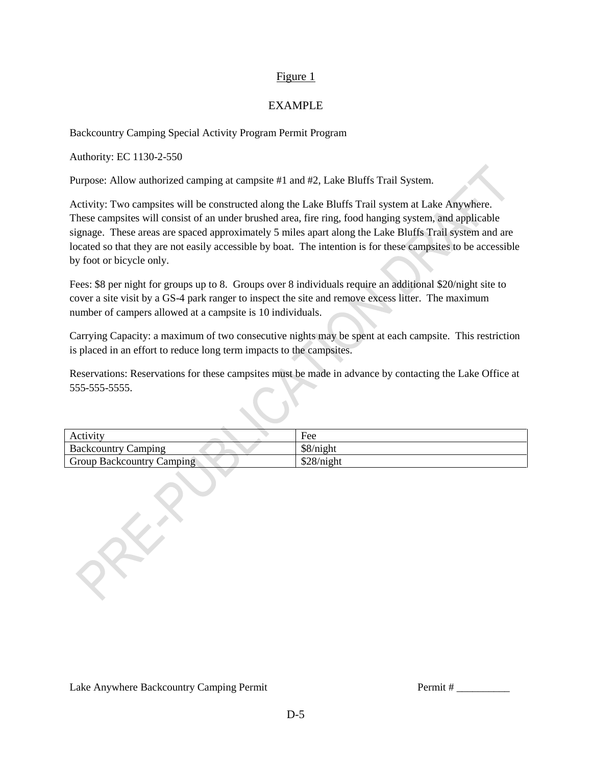Figure 1

EXAMPLE

Backcountry Camping Special Activity Program Permit Program

Authority: EC 1130-2-550

Purpose: Allow authorized camping at campsite #1 and #2, Lake Bluffs Trail System.

Activity: Two campsites will be constructed along the Lake Bluffs Trail system at Lake Anywhere. These campsites will consist of an under brushed area, fire ring, food hanging system, and applicable signage. These areas are spaced approximately 5 miles apart along the Lake Bluffs Trail system and are located so that they are not easily accessible by boat. The intention is for these campsites to be accessible by foot or bicycle only.

Fees: $8 per night for groups up to 8. Groups over 8 individuals require an additional $20/night site to cover a site visit by a GS-4 park ranger to inspect the site and remove excess litter. The maximum number of campers allowed at a campsite is 10 individuals.

Carrying Capacity: a maximum of two consecutive nights may be spent at each campsite. This restriction is placed in an effort to reduce long term impacts to the campsites.

Reservations: Reservations for these campsites must be made in advance by contacting the Lake Office at 555-555-5555.

| Activity | Fee |
|---|---|
| Backcountry Camping | $8/night |
| Group Backcountry Camping | $28/night |

Lake Anywhere Backcountry Camping Permit Permit # __________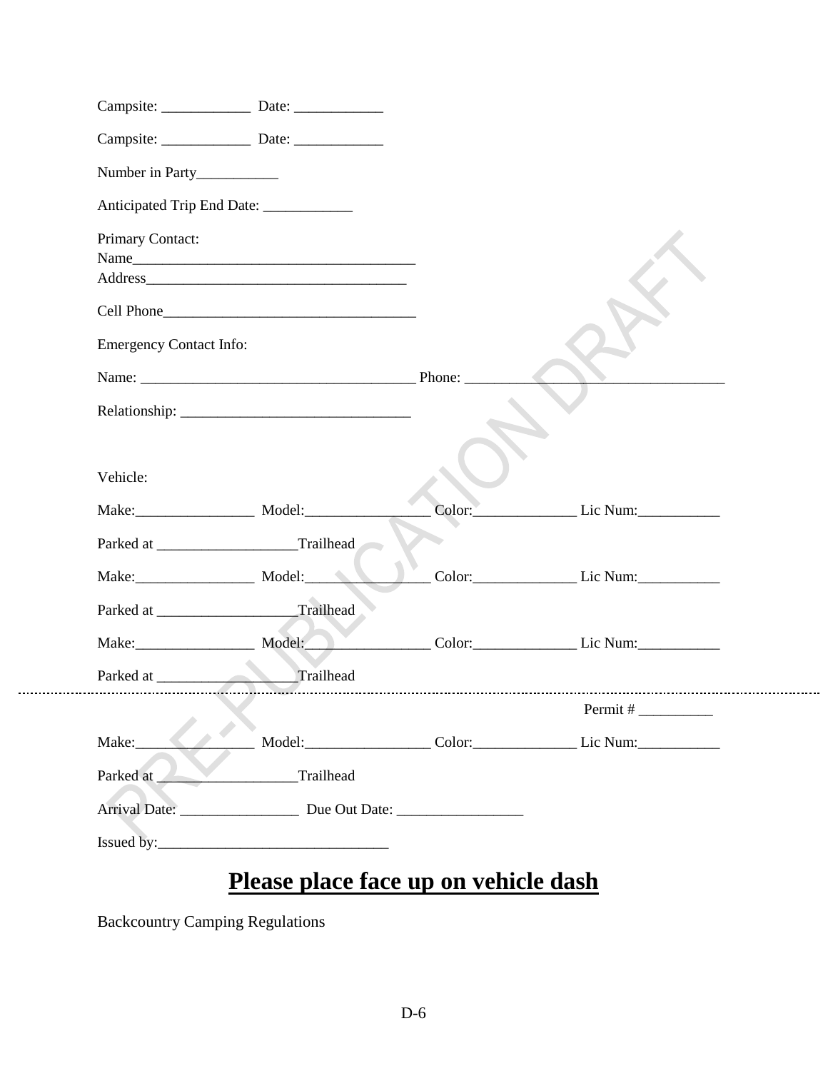Campsite: ____________ Date: ____________

Campsite: ____________ Date: ____________

Number in Party___________

Anticipated Trip End Date: ____________

Primary Contact:
Name_______________________________________
Address____________________________________

Cell Phone__________________________________

Emergency Contact Info:

Name: ______________________________________ Phone: __________________________________

Relationship: _______________________________

Vehicle:

Make:________________ Model:________________ Color:______________ Lic Num:___________

Parked at __________________Trailhead

Make:________________ Model:________________ Color:______________ Lic Num:___________

Parked at __________________Trailhead

Make:________________ Model:________________ Color:______________ Lic Num:___________

Parked at __________________Trailhead

---

Permit # __________

Make:________________ Model:________________ Color:______________ Lic Num:___________

Parked at __________________Trailhead

Arrival Date: ________________ Due Out Date: _________________

Issued by:______________________________

## **Please place face up on vehicle dash**

Backcountry Camping Regulations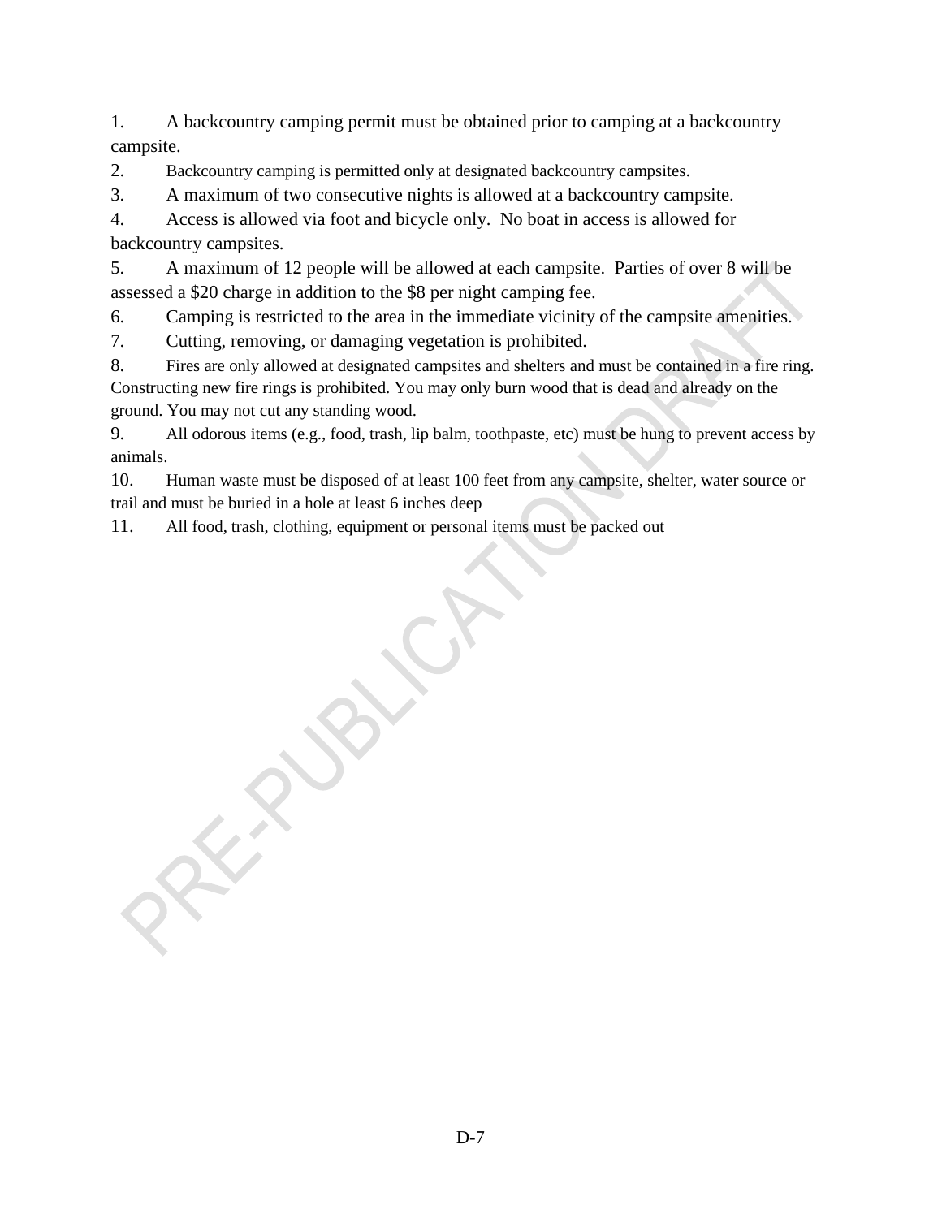1. A backcountry camping permit must be obtained prior to camping at a backcountry campsite.
2. Backcountry camping is permitted only at designated backcountry campsites.
3. A maximum of two consecutive nights is allowed at a backcountry campsite.
4. Access is allowed via foot and bicycle only. No boat in access is allowed for backcountry campsites.
5. A maximum of 12 people will be allowed at each campsite. Parties of over 8 will be assessed a $20 charge in addition to the $8 per night camping fee.
6. Camping is restricted to the area in the immediate vicinity of the campsite amenities.
7. Cutting, removing, or damaging vegetation is prohibited.
8. Fires are only allowed at designated campsites and shelters and must be contained in a fire ring. Constructing new fire rings is prohibited. You may only burn wood that is dead and already on the ground. You may not cut any standing wood.
9. All odorous items (e.g., food, trash, lip balm, toothpaste, etc) must be hung to prevent access by animals.
10. Human waste must be disposed of at least 100 feet from any campsite, shelter, water source or trail and must be buried in a hole at least 6 inches deep
11. All food, trash, clothing, equipment or personal items must be packed out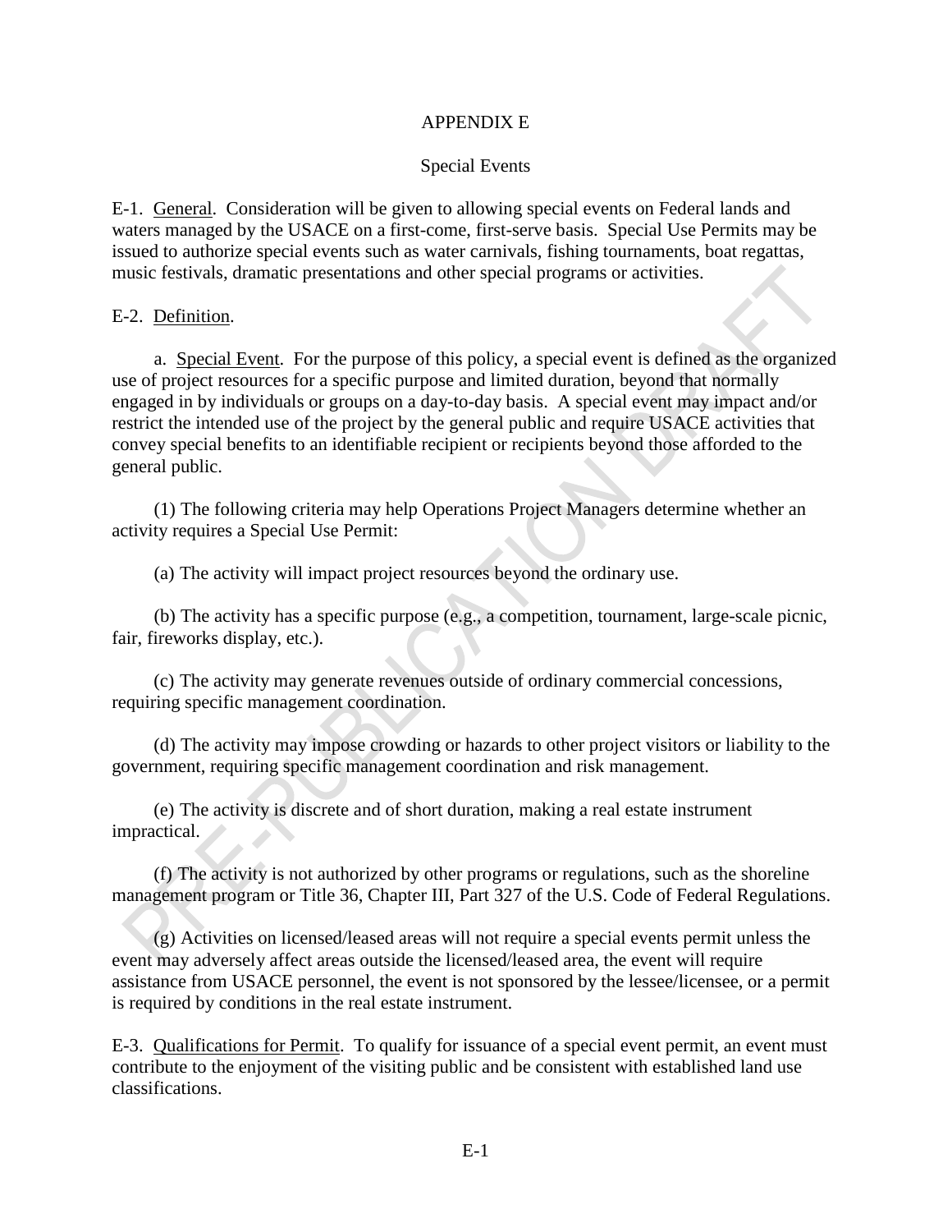# APPENDIX E

## Special Events

E-1. <u>General</u>. Consideration will be given to allowing special events on Federal lands and waters managed by the USACE on a first-come, first-serve basis. Special Use Permits may be issued to authorize special events such as water carnivals, fishing tournaments, boat regattas, music festivals, dramatic presentations and other special programs or activities.

E-2. <u>Definition</u>.

a. <u>Special Event</u>. For the purpose of this policy, a special event is defined as the organized use of project resources for a specific purpose and limited duration, beyond that normally engaged in by individuals or groups on a day-to-day basis. A special event may impact and/or restrict the intended use of the project by the general public and require USACE activities that convey special benefits to an identifiable recipient or recipients beyond those afforded to the general public.

(1) The following criteria may help Operations Project Managers determine whether an activity requires a Special Use Permit:

(a) The activity will impact project resources beyond the ordinary use.

(b) The activity has a specific purpose (e.g., a competition, tournament, large-scale picnic, fair, fireworks display, etc.).

(c) The activity may generate revenues outside of ordinary commercial concessions, requiring specific management coordination.

(d) The activity may impose crowding or hazards to other project visitors or liability to the government, requiring specific management coordination and risk management.

(e) The activity is discrete and of short duration, making a real estate instrument impractical.

(f) The activity is not authorized by other programs or regulations, such as the shoreline management program or Title 36, Chapter III, Part 327 of the U.S. Code of Federal Regulations.

(g) Activities on licensed/leased areas will not require a special events permit unless the event may adversely affect areas outside the licensed/leased area, the event will require assistance from USACE personnel, the event is not sponsored by the lessee/licensee, or a permit is required by conditions in the real estate instrument.

E-3. <u>Qualifications for Permit</u>. To qualify for issuance of a special event permit, an event must contribute to the enjoyment of the visiting public and be consistent with established land use classifications.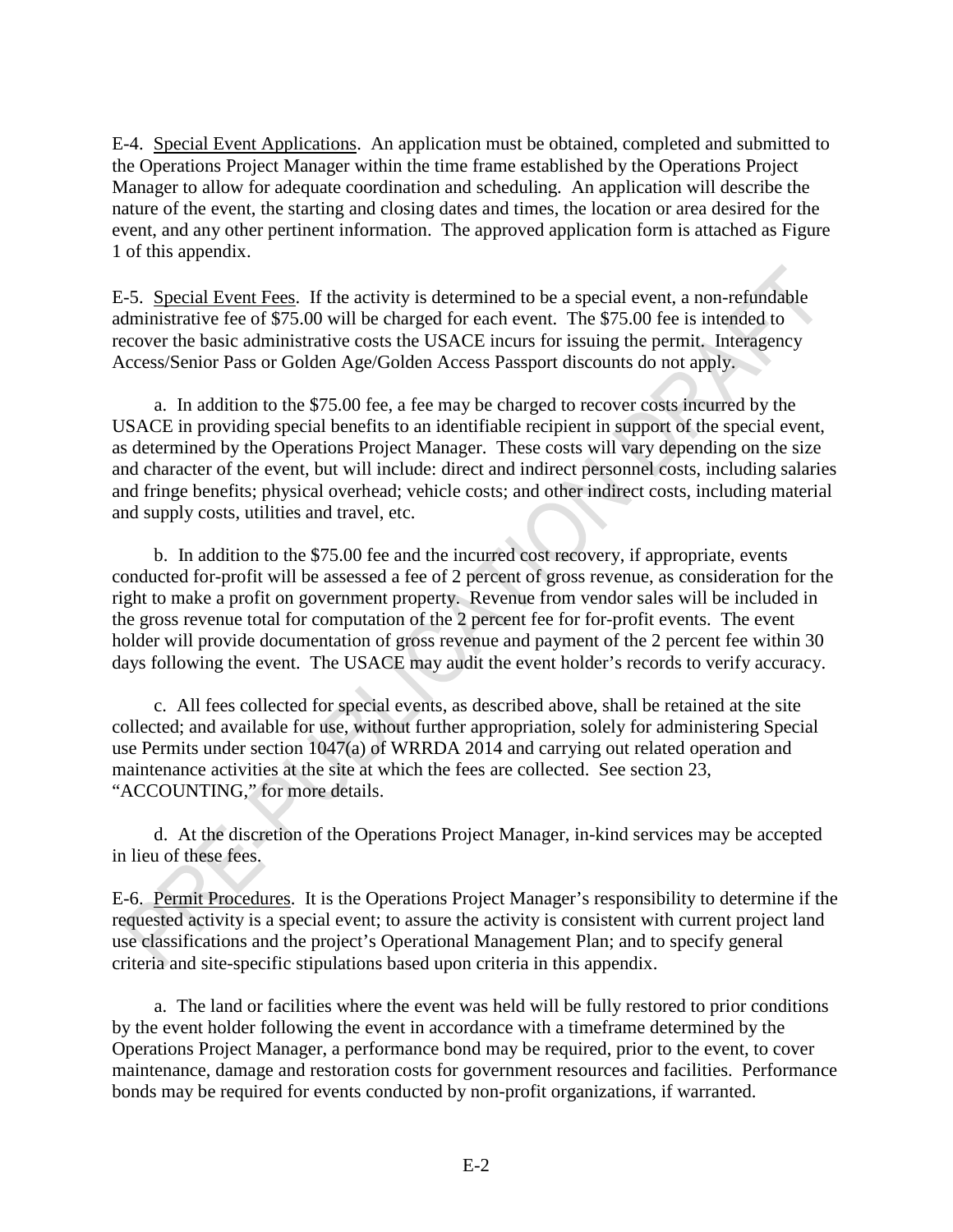E-4. Special Event Applications. An application must be obtained, completed and submitted to the Operations Project Manager within the time frame established by the Operations Project Manager to allow for adequate coordination and scheduling. An application will describe the nature of the event, the starting and closing dates and times, the location or area desired for the event, and any other pertinent information. The approved application form is attached as Figure 1 of this appendix.

E-5. Special Event Fees. If the activity is determined to be a special event, a non-refundable administrative fee of $75.00 will be charged for each event. The $75.00 fee is intended to recover the basic administrative costs the USACE incurs for issuing the permit. Interagency Access/Senior Pass or Golden Age/Golden Access Passport discounts do not apply.

a. In addition to the $75.00 fee, a fee may be charged to recover costs incurred by the USACE in providing special benefits to an identifiable recipient in support of the special event, as determined by the Operations Project Manager. These costs will vary depending on the size and character of the event, but will include: direct and indirect personnel costs, including salaries and fringe benefits; physical overhead; vehicle costs; and other indirect costs, including material and supply costs, utilities and travel, etc.

b. In addition to the $75.00 fee and the incurred cost recovery, if appropriate, events conducted for-profit will be assessed a fee of 2 percent of gross revenue, as consideration for the right to make a profit on government property. Revenue from vendor sales will be included in the gross revenue total for computation of the 2 percent fee for for-profit events. The event holder will provide documentation of gross revenue and payment of the 2 percent fee within 30 days following the event. The USACE may audit the event holder's records to verify accuracy.

c. All fees collected for special events, as described above, shall be retained at the site collected; and available for use, without further appropriation, solely for administering Special use Permits under section 1047(a) of WRRDA 2014 and carrying out related operation and maintenance activities at the site at which the fees are collected. See section 23, "ACCOUNTING," for more details.

d. At the discretion of the Operations Project Manager, in-kind services may be accepted in lieu of these fees.

E-6. Permit Procedures. It is the Operations Project Manager's responsibility to determine if the requested activity is a special event; to assure the activity is consistent with current project land use classifications and the project's Operational Management Plan; and to specify general criteria and site-specific stipulations based upon criteria in this appendix.

a. The land or facilities where the event was held will be fully restored to prior conditions by the event holder following the event in accordance with a timeframe determined by the Operations Project Manager, a performance bond may be required, prior to the event, to cover maintenance, damage and restoration costs for government resources and facilities. Performance bonds may be required for events conducted by non-profit organizations, if warranted.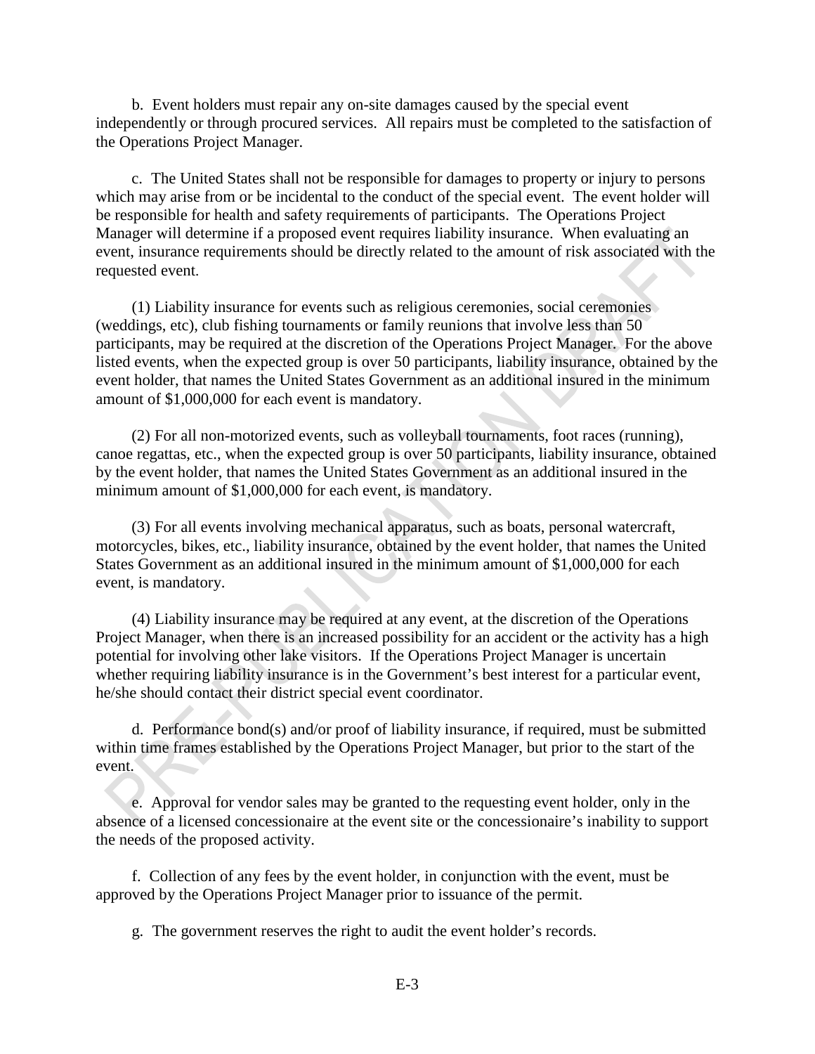b. Event holders must repair any on-site damages caused by the special event independently or through procured services. All repairs must be completed to the satisfaction of the Operations Project Manager.

c. The United States shall not be responsible for damages to property or injury to persons which may arise from or be incidental to the conduct of the special event. The event holder will be responsible for health and safety requirements of participants. The Operations Project Manager will determine if a proposed event requires liability insurance. When evaluating an event, insurance requirements should be directly related to the amount of risk associated with the requested event.

(1) Liability insurance for events such as religious ceremonies, social ceremonies (weddings, etc), club fishing tournaments or family reunions that involve less than 50 participants, may be required at the discretion of the Operations Project Manager. For the above listed events, when the expected group is over 50 participants, liability insurance, obtained by the event holder, that names the United States Government as an additional insured in the minimum amount of $1,000,000 for each event is mandatory.

(2) For all non-motorized events, such as volleyball tournaments, foot races (running), canoe regattas, etc., when the expected group is over 50 participants, liability insurance, obtained by the event holder, that names the United States Government as an additional insured in the minimum amount of $1,000,000 for each event, is mandatory.

(3) For all events involving mechanical apparatus, such as boats, personal watercraft, motorcycles, bikes, etc., liability insurance, obtained by the event holder, that names the United States Government as an additional insured in the minimum amount of $1,000,000 for each event, is mandatory.

(4) Liability insurance may be required at any event, at the discretion of the Operations Project Manager, when there is an increased possibility for an accident or the activity has a high potential for involving other lake visitors. If the Operations Project Manager is uncertain whether requiring liability insurance is in the Government's best interest for a particular event, he/she should contact their district special event coordinator.

d. Performance bond(s) and/or proof of liability insurance, if required, must be submitted within time frames established by the Operations Project Manager, but prior to the start of the event.

e. Approval for vendor sales may be granted to the requesting event holder, only in the absence of a licensed concessionaire at the event site or the concessionaire's inability to support the needs of the proposed activity.

f. Collection of any fees by the event holder, in conjunction with the event, must be approved by the Operations Project Manager prior to issuance of the permit.

g. The government reserves the right to audit the event holder's records.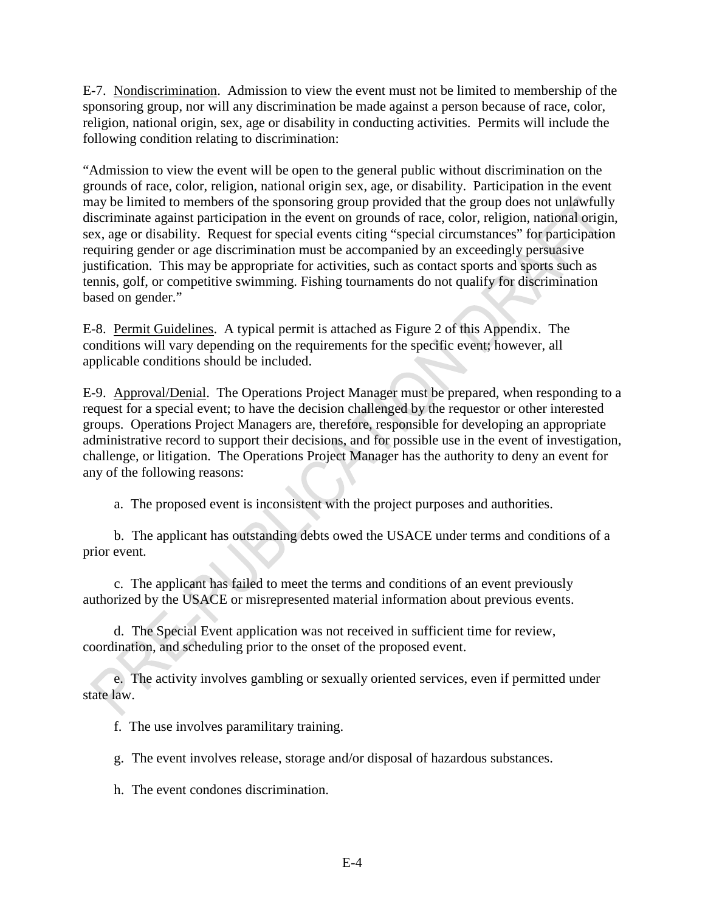E-7. Nondiscrimination. Admission to view the event must not be limited to membership of the sponsoring group, nor will any discrimination be made against a person because of race, color, religion, national origin, sex, age or disability in conducting activities. Permits will include the following condition relating to discrimination:

"Admission to view the event will be open to the general public without discrimination on the grounds of race, color, religion, national origin sex, age, or disability. Participation in the event may be limited to members of the sponsoring group provided that the group does not unlawfully discriminate against participation in the event on grounds of race, color, religion, national origin, sex, age or disability. Request for special events citing "special circumstances" for participation requiring gender or age discrimination must be accompanied by an exceedingly persuasive justification. This may be appropriate for activities, such as contact sports and sports such as tennis, golf, or competitive swimming. Fishing tournaments do not qualify for discrimination based on gender."

E-8. Permit Guidelines. A typical permit is attached as Figure 2 of this Appendix. The conditions will vary depending on the requirements for the specific event; however, all applicable conditions should be included.

E-9. Approval/Denial. The Operations Project Manager must be prepared, when responding to a request for a special event; to have the decision challenged by the requestor or other interested groups. Operations Project Managers are, therefore, responsible for developing an appropriate administrative record to support their decisions, and for possible use in the event of investigation, challenge, or litigation. The Operations Project Manager has the authority to deny an event for any of the following reasons:

a. The proposed event is inconsistent with the project purposes and authorities.

b. The applicant has outstanding debts owed the USACE under terms and conditions of a prior event.

c. The applicant has failed to meet the terms and conditions of an event previously authorized by the USACE or misrepresented material information about previous events.

d. The Special Event application was not received in sufficient time for review, coordination, and scheduling prior to the onset of the proposed event.

e. The activity involves gambling or sexually oriented services, even if permitted under state law.

f. The use involves paramilitary training.

g. The event involves release, storage and/or disposal of hazardous substances.

h. The event condones discrimination.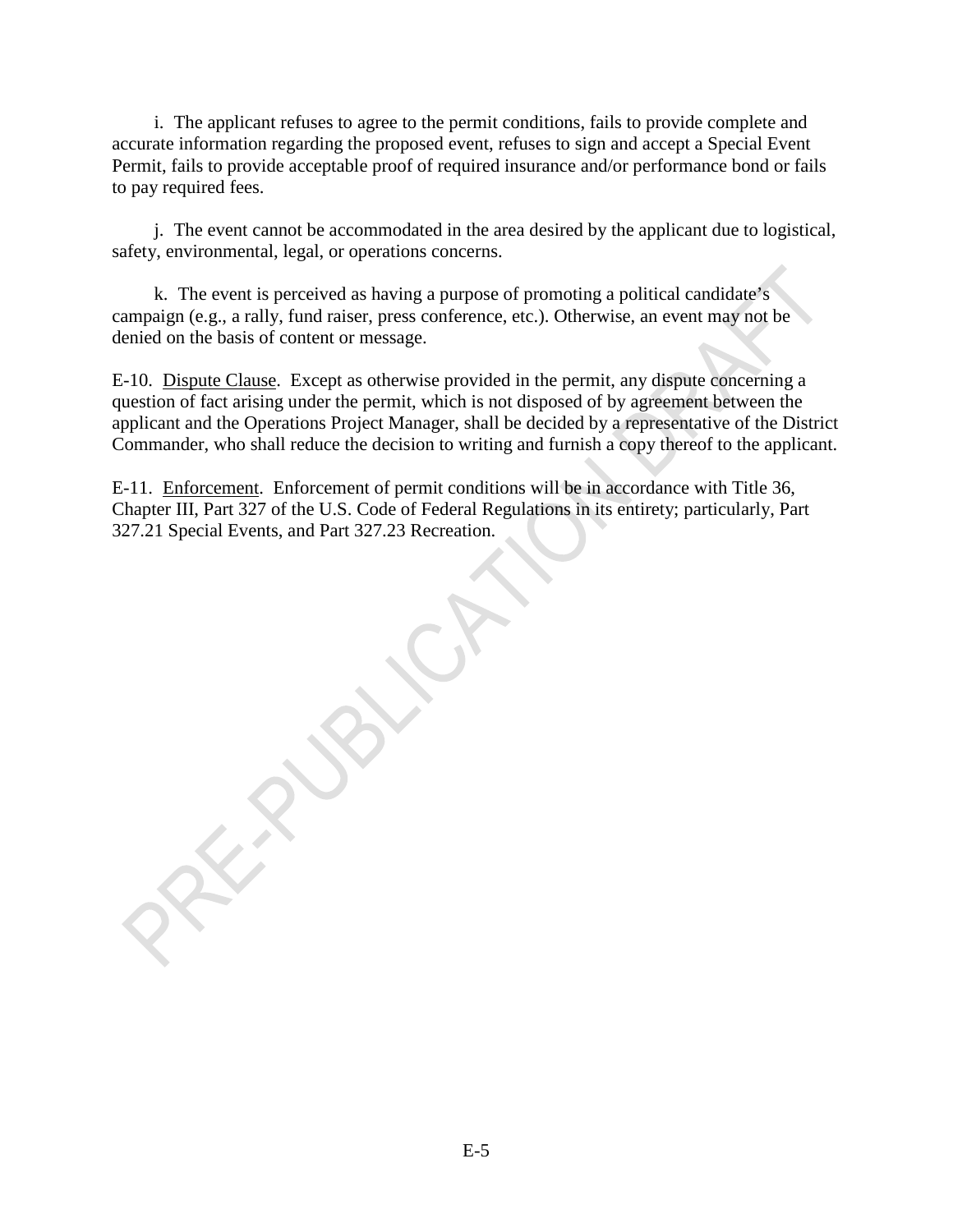i. The applicant refuses to agree to the permit conditions, fails to provide complete and accurate information regarding the proposed event, refuses to sign and accept a Special Event Permit, fails to provide acceptable proof of required insurance and/or performance bond or fails to pay required fees.

j. The event cannot be accommodated in the area desired by the applicant due to logistical, safety, environmental, legal, or operations concerns.

k. The event is perceived as having a purpose of promoting a political candidate's campaign (e.g., a rally, fund raiser, press conference, etc.). Otherwise, an event may not be denied on the basis of content or message.

E-10. Dispute Clause. Except as otherwise provided in the permit, any dispute concerning a question of fact arising under the permit, which is not disposed of by agreement between the applicant and the Operations Project Manager, shall be decided by a representative of the District Commander, who shall reduce the decision to writing and furnish a copy thereof to the applicant.

E-11. Enforcement. Enforcement of permit conditions will be in accordance with Title 36, Chapter III, Part 327 of the U.S. Code of Federal Regulations in its entirety; particularly, Part 327.21 Special Events, and Part 327.23 Recreation.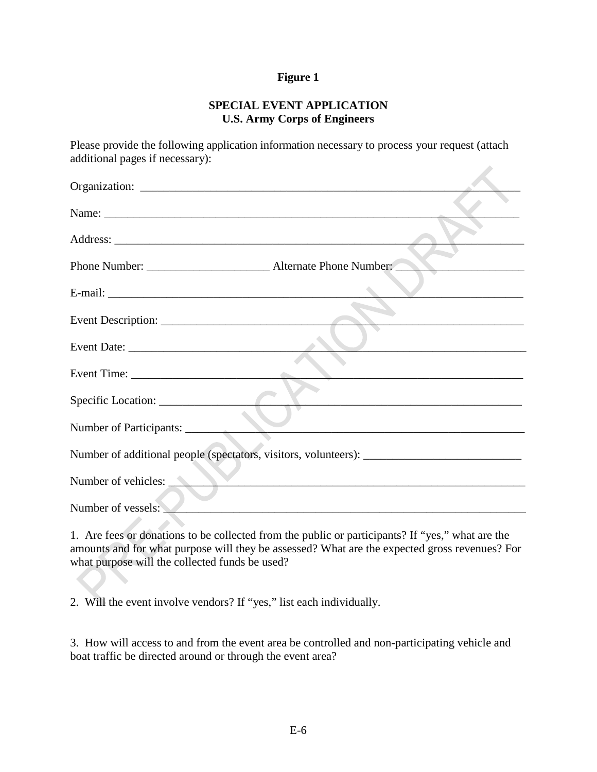**Figure 1**

**SPECIAL EVENT APPLICATION**
**U.S. Army Corps of Engineers**

Please provide the following application information necessary to process your request (attach additional pages if necessary):

Organization: ______________________________________________________________

Name: ____________________________________________________________________

Address: __________________________________________________________________

Phone Number: _____________________ Alternate Phone Number: ______________________

E-mail: ___________________________________________________________________

Event Description: ___________________________________________________________

Event Date: _________________________________________________________________

Event Time: ________________________________________________________________

Specific Location: ___________________________________________________________

Number of Participants: _______________________________________________________

Number of additional people (spectators, visitors, volunteers): ___________________________

Number of vehicles: __________________________________________________________

Number of vessels: ___________________________________________________________

1. Are fees or donations to be collected from the public or participants? If "yes," what are the amounts and for what purpose will they be assessed? What are the expected gross revenues? For what purpose will the collected funds be used?

2. Will the event involve vendors? If "yes," list each individually.

3. How will access to and from the event area be controlled and non-participating vehicle and boat traffic be directed around or through the event area?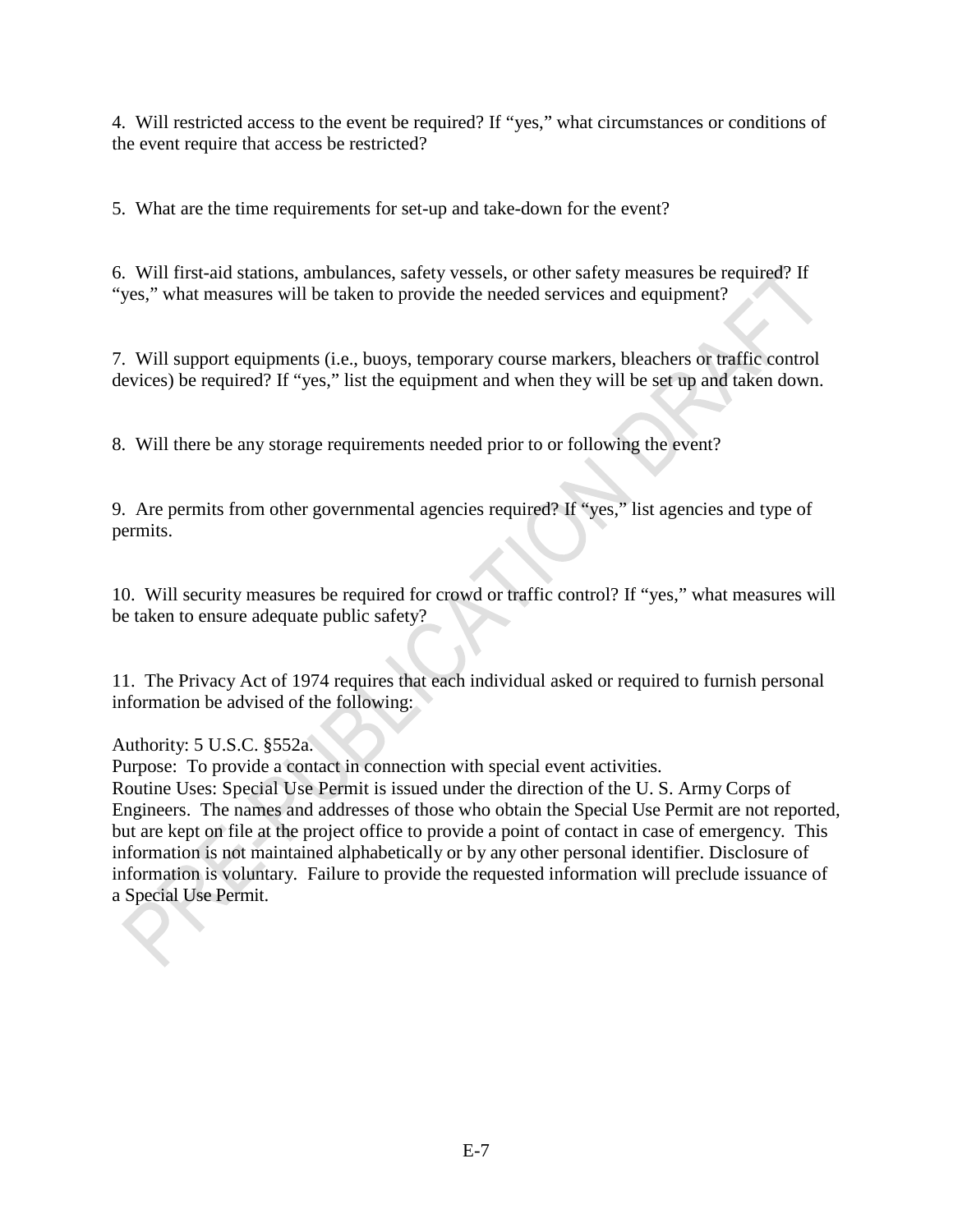4. Will restricted access to the event be required? If "yes," what circumstances or conditions of the event require that access be restricted?

5. What are the time requirements for set-up and take-down for the event?

6. Will first-aid stations, ambulances, safety vessels, or other safety measures be required? If "yes," what measures will be taken to provide the needed services and equipment?

7. Will support equipments (i.e., buoys, temporary course markers, bleachers or traffic control devices) be required? If "yes," list the equipment and when they will be set up and taken down.

8. Will there be any storage requirements needed prior to or following the event?

9. Are permits from other governmental agencies required? If "yes," list agencies and type of permits.

10. Will security measures be required for crowd or traffic control? If "yes," what measures will be taken to ensure adequate public safety?

11. The Privacy Act of 1974 requires that each individual asked or required to furnish personal information be advised of the following:

Authority: 5 U.S.C. §552a.
Purpose: To provide a contact in connection with special event activities.
Routine Uses: Special Use Permit is issued under the direction of the U. S. Army Corps of Engineers. The names and addresses of those who obtain the Special Use Permit are not reported, but are kept on file at the project office to provide a point of contact in case of emergency. This information is not maintained alphabetically or by any other personal identifier. Disclosure of information is voluntary. Failure to provide the requested information will preclude issuance of a Special Use Permit.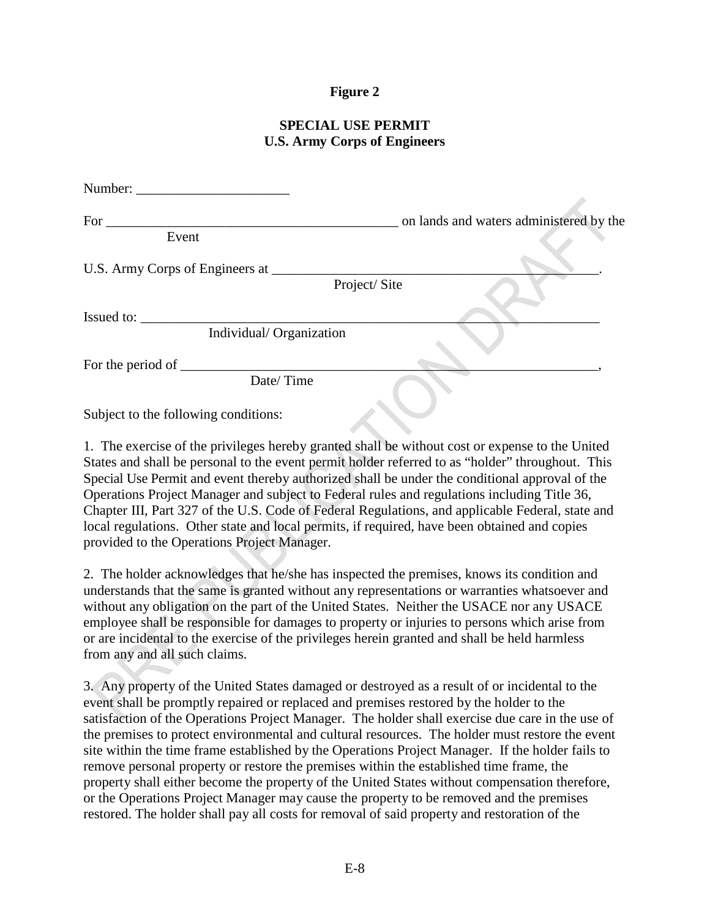**Figure 2**

**SPECIAL USE PERMIT**
**U.S. Army Corps of Engineers**

Number: ______________________

For ___________________________________________ on lands and waters administered by the
Event

U.S. Army Corps of Engineers at ________________________________________________.
Project/ Site

Issued to: _________________________________________________________________
Individual/ Organization

For the period of ___________________________________________________________,
Date/ Time

Subject to the following conditions:

1. The exercise of the privileges hereby granted shall be without cost or expense to the United States and shall be personal to the event permit holder referred to as "holder" throughout. This Special Use Permit and event thereby authorized shall be under the conditional approval of the Operations Project Manager and subject to Federal rules and regulations including Title 36, Chapter III, Part 327 of the U.S. Code of Federal Regulations, and applicable Federal, state and local regulations. Other state and local permits, if required, have been obtained and copies provided to the Operations Project Manager.

2. The holder acknowledges that he/she has inspected the premises, knows its condition and understands that the same is granted without any representations or warranties whatsoever and without any obligation on the part of the United States. Neither the USACE nor any USACE employee shall be responsible for damages to property or injuries to persons which arise from or are incidental to the exercise of the privileges herein granted and shall be held harmless from any and all such claims.

3. Any property of the United States damaged or destroyed as a result of or incidental to the event shall be promptly repaired or replaced and premises restored by the holder to the satisfaction of the Operations Project Manager. The holder shall exercise due care in the use of the premises to protect environmental and cultural resources. The holder must restore the event site within the time frame established by the Operations Project Manager. If the holder fails to remove personal property or restore the premises within the established time frame, the property shall either become the property of the United States without compensation therefore, or the Operations Project Manager may cause the property to be removed and the premises restored. The holder shall pay all costs for removal of said property and restoration of the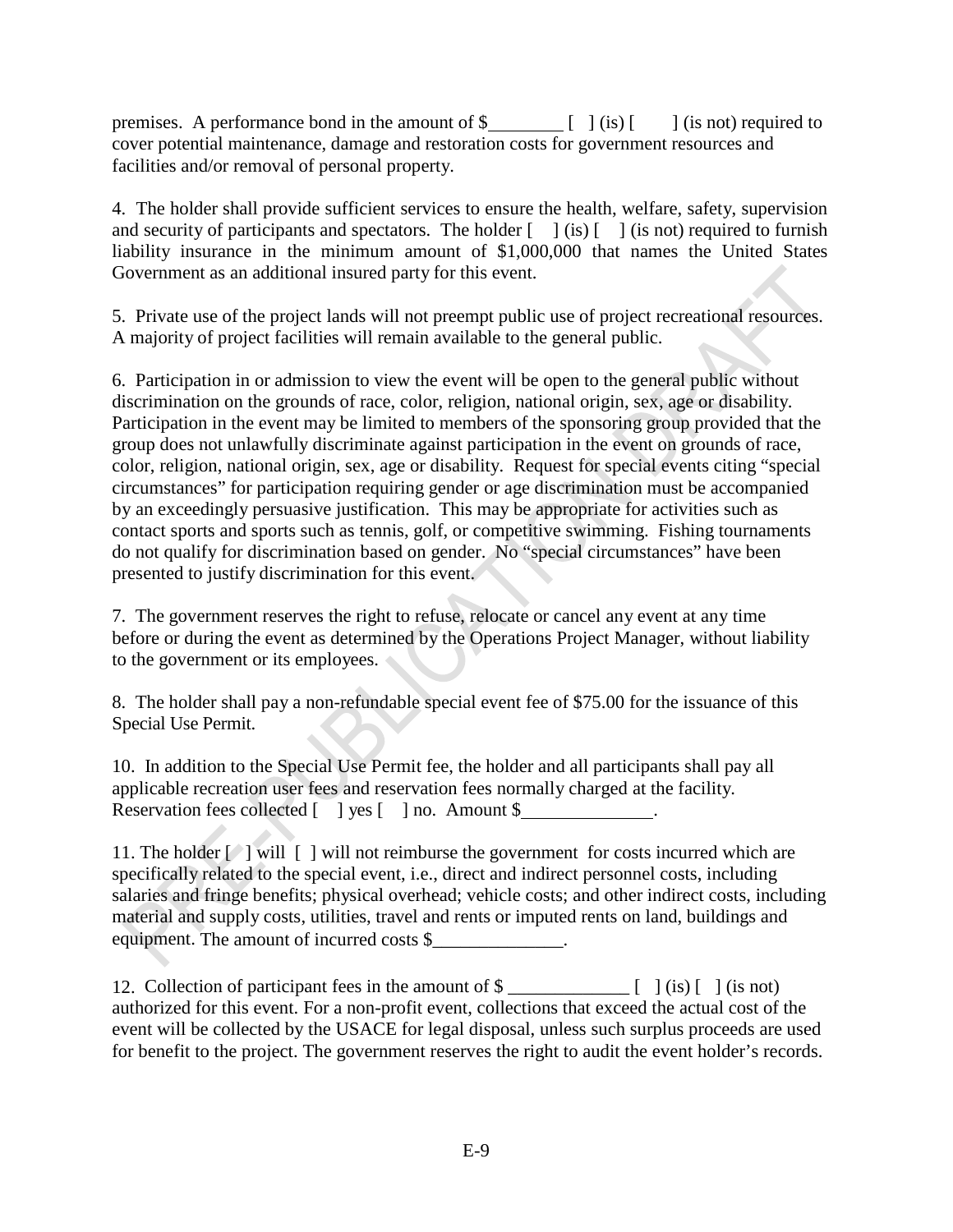premises. A performance bond in the amount of $________ [ ] (is) [ ] (is not) required to cover potential maintenance, damage and restoration costs for government resources and facilities and/or removal of personal property.

4. The holder shall provide sufficient services to ensure the health, welfare, safety, supervision and security of participants and spectators. The holder [ ] (is) [ ] (is not) required to furnish liability insurance in the minimum amount of $1,000,000 that names the United States Government as an additional insured party for this event.

5. Private use of the project lands will not preempt public use of project recreational resources. A majority of project facilities will remain available to the general public.

6. Participation in or admission to view the event will be open to the general public without discrimination on the grounds of race, color, religion, national origin, sex, age or disability. Participation in the event may be limited to members of the sponsoring group provided that the group does not unlawfully discriminate against participation in the event on grounds of race, color, religion, national origin, sex, age or disability. Request for special events citing "special circumstances" for participation requiring gender or age discrimination must be accompanied by an exceedingly persuasive justification. This may be appropriate for activities such as contact sports and sports such as tennis, golf, or competitive swimming. Fishing tournaments do not qualify for discrimination based on gender. No "special circumstances" have been presented to justify discrimination for this event.

7. The government reserves the right to refuse, relocate or cancel any event at any time before or during the event as determined by the Operations Project Manager, without liability to the government or its employees.

8. The holder shall pay a non-refundable special event fee of $75.00 for the issuance of this Special Use Permit.

10. In addition to the Special Use Permit fee, the holder and all participants shall pay all applicable recreation user fees and reservation fees normally charged at the facility. Reservation fees collected [ ] yes [ ] no. Amount $______________.

11. The holder [ ] will [ ] will not reimburse the government for costs incurred which are specifically related to the special event, i.e., direct and indirect personnel costs, including salaries and fringe benefits; physical overhead; vehicle costs; and other indirect costs, including material and supply costs, utilities, travel and rents or imputed rents on land, buildings and equipment. The amount of incurred costs $______________.

12. Collection of participant fees in the amount of $ _____________ [ ] (is) [ ] (is not) authorized for this event. For a non-profit event, collections that exceed the actual cost of the event will be collected by the USACE for legal disposal, unless such surplus proceeds are used for benefit to the project. The government reserves the right to audit the event holder's records.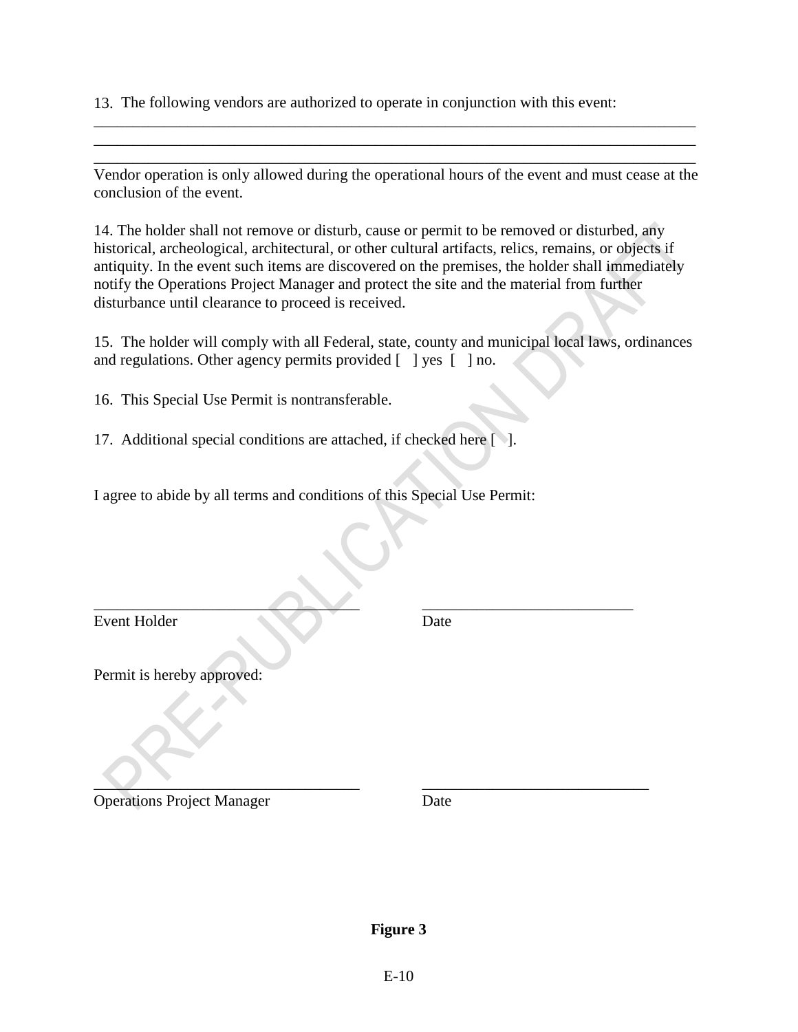13. The following vendors are authorized to operate in conjunction with this event:

\_\_\_\_\_\_\_\_\_\_\_\_\_\_\_\_\_\_\_\_\_\_\_\_\_\_\_\_\_\_\_\_\_\_\_\_\_\_\_\_\_\_\_\_\_\_\_\_\_\_\_\_\_\_\_\_\_\_\_\_\_\_\_\_\_\_\_\_\_\_\_\_\_\_\_\_\_\_

\_\_\_\_\_\_\_\_\_\_\_\_\_\_\_\_\_\_\_\_\_\_\_\_\_\_\_\_\_\_\_\_\_\_\_\_\_\_\_\_\_\_\_\_\_\_\_\_\_\_\_\_\_\_\_\_\_\_\_\_\_\_\_\_\_\_\_\_\_\_\_\_\_\_\_\_\_\_

\_\_\_\_\_\_\_\_\_\_\_\_\_\_\_\_\_\_\_\_\_\_\_\_\_\_\_\_\_\_\_\_\_\_\_\_\_\_\_\_\_\_\_\_\_\_\_\_\_\_\_\_\_\_\_\_\_\_\_\_\_\_\_\_\_\_\_\_\_\_\_\_\_\_\_\_\_\_

Vendor operation is only allowed during the operational hours of the event and must cease at the conclusion of the event.

14. The holder shall not remove or disturb, cause or permit to be removed or disturbed, any historical, archeological, architectural, or other cultural artifacts, relics, remains, or objects if antiquity. In the event such items are discovered on the premises, the holder shall immediately notify the Operations Project Manager and protect the site and the material from further disturbance until clearance to proceed is received.

15. The holder will comply with all Federal, state, county and municipal local laws, ordinances and regulations. Other agency permits provided [ ] yes [ ] no.

16. This Special Use Permit is nontransferable.

17. Additional special conditions are attached, if checked here [ ].

I agree to abide by all terms and conditions of this Special Use Permit:

\_\_\_\_\_\_\_\_\_\_\_\_\_\_\_\_\_\_\_\_\_\_\_\_\_\_\_\_\_\_\_\_\_\_\_ \_\_\_\_\_\_\_\_\_\_\_\_\_\_\_\_\_\_\_\_\_\_\_\_\_\_\_\_

Event Holder Date

Permit is hereby approved:

\_\_\_\_\_\_\_\_\_\_\_\_\_\_\_\_\_\_\_\_\_\_\_\_\_\_\_\_\_\_\_\_\_\_\_ \_\_\_\_\_\_\_\_\_\_\_\_\_\_\_\_\_\_\_\_\_\_\_\_\_\_\_\_\_\_

Operations Project Manager Date

**Figure 3**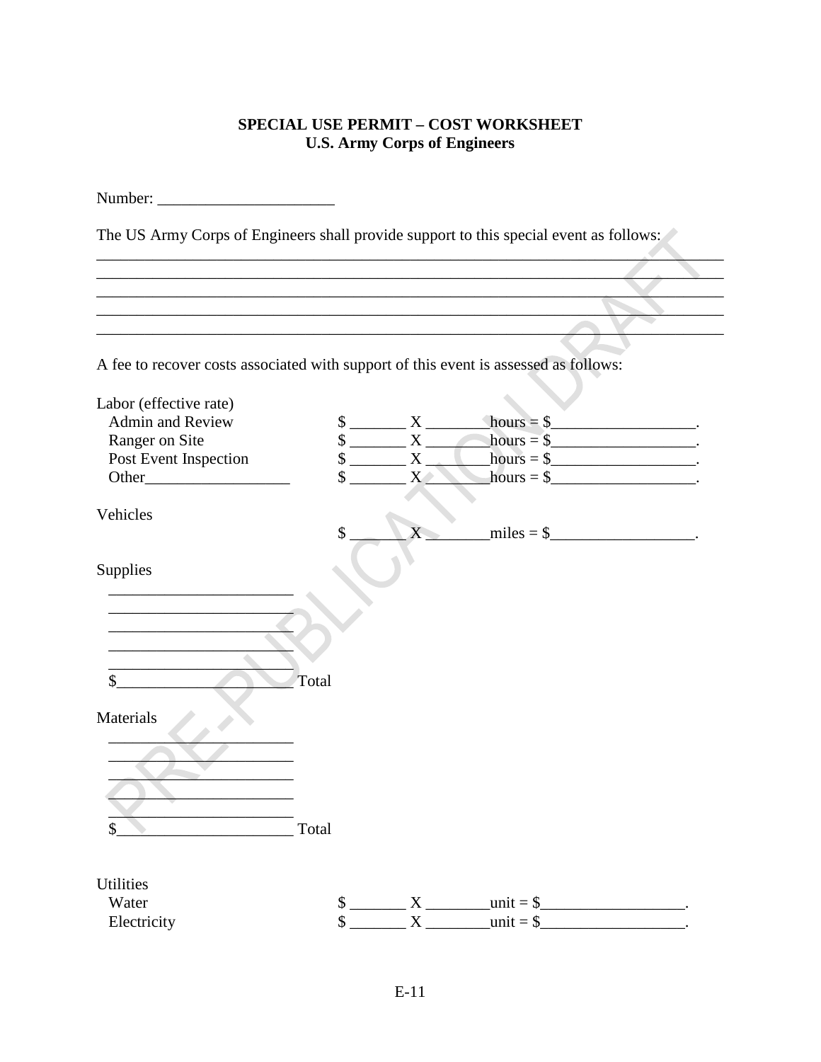**SPECIAL USE PERMIT – COST WORKSHEET**
**U.S. Army Corps of Engineers**

Number: ______________________

The US Army Corps of Engineers shall provide support to this special event as follows:
______________________________________________________________________________
______________________________________________________________________________
______________________________________________________________________________
______________________________________________________________________________
______________________________________________________________________________

A fee to recover costs associated with support of this event is assessed as follows:

Labor (effective rate)

| | |
|---|---|
| Admin and Review | $ _______ X _______ hours = $__________________. |
| Ranger on Site | $ _______ X _______ hours = $__________________. |
| Post Event Inspection | $ _______ X _______ hours = $__________________. |
| Other__________________ | $ _______ X _______ hours = $__________________. |

Vehicles

$ _______ X ________ miles = $__________________.

Supplies

________________________
________________________
________________________
________________________
________________________
$______________________ Total

Materials

________________________
________________________
________________________
________________________
________________________
$______________________ Total

Utilities

| | |
|---|---|
| Water | $ _______ X ________ unit = $__________________. |
| Electricity | $ _______ X ________ unit = $__________________. |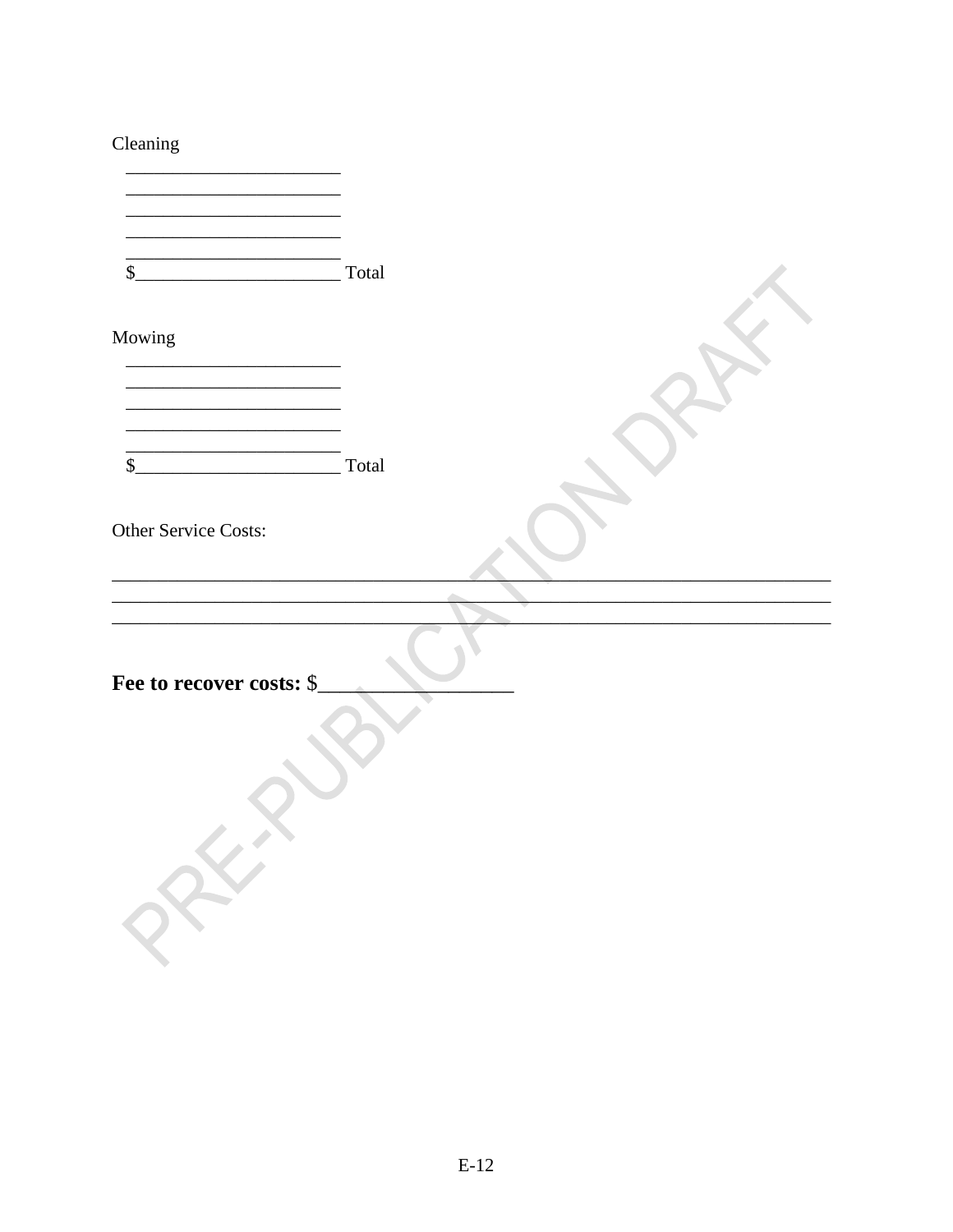Cleaning

________________________
________________________
________________________
________________________
________________________
$______________________ Total

Mowing

________________________
________________________
________________________
________________________
________________________
$______________________ Total

Other Service Costs:

_____________________________________________________________________________
_____________________________________________________________________________
_____________________________________________________________________________

**Fee to recover costs:** $__________________